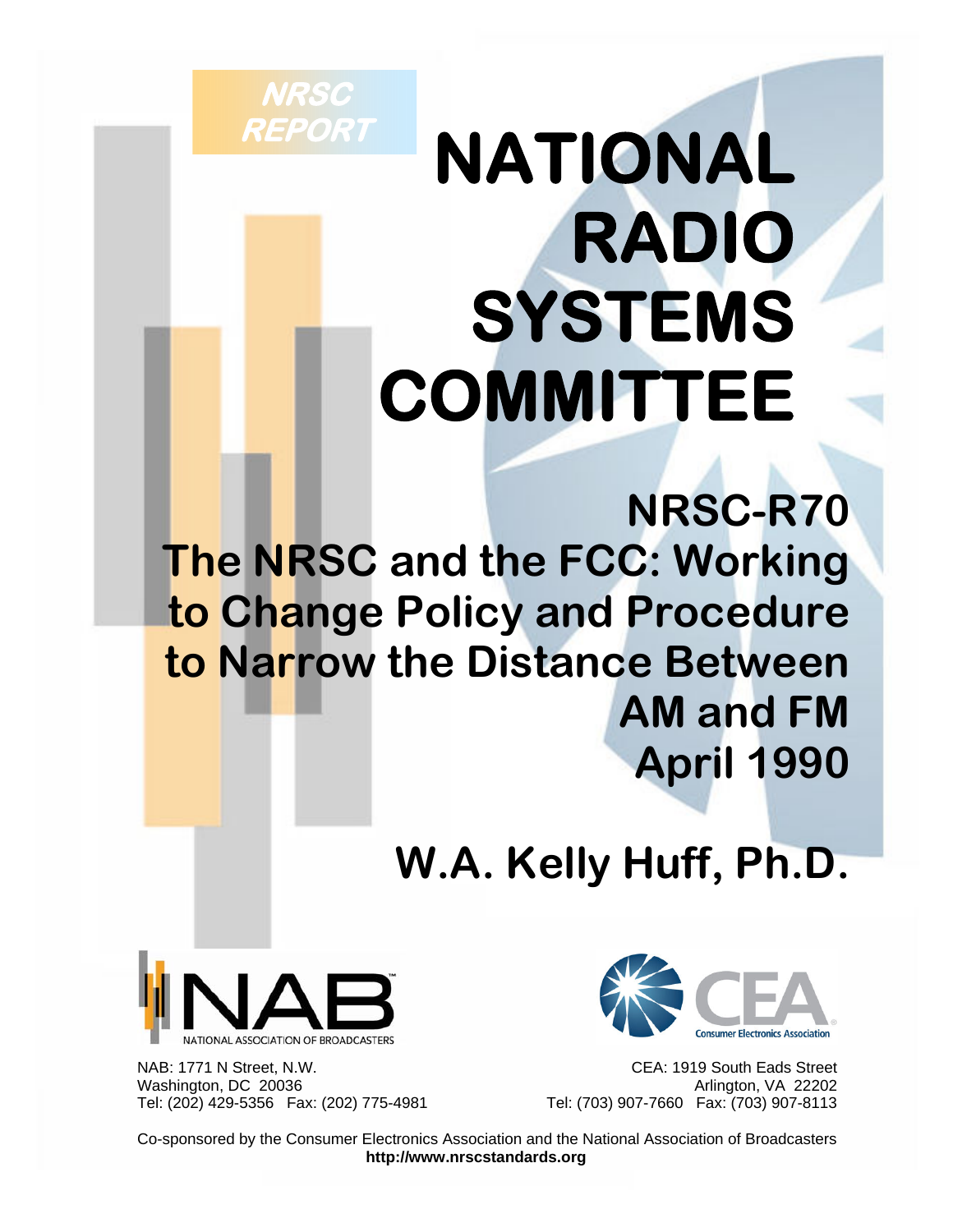NRSC REPORT

# NATIONAL RADIO SYSTEMS COMMITTEE

## NRSC-R70

## The NRSC and the FCC: Working to Change Policy and Procedure to Narrow the Distance Between AM and FM

## April 1990

## W.A. Kelly Huff, Ph.D.

NATIONAL ASSOCIATION OF BROADCASTERS

Consumer Electronics Association

NAB: 1771 N Street, N.W.
Washington, DC 20036
Tel: (202) 429-5356 Fax: (202) 775-4981

CEA: 1919 South Eads Street
Arlington, VA 22202
Tel: (703) 907-7660 Fax: (703) 907-8113

Co-sponsored by the Consumer Electronics Association and the National Association of Broadcasters
**http://www.nrscstandards.org**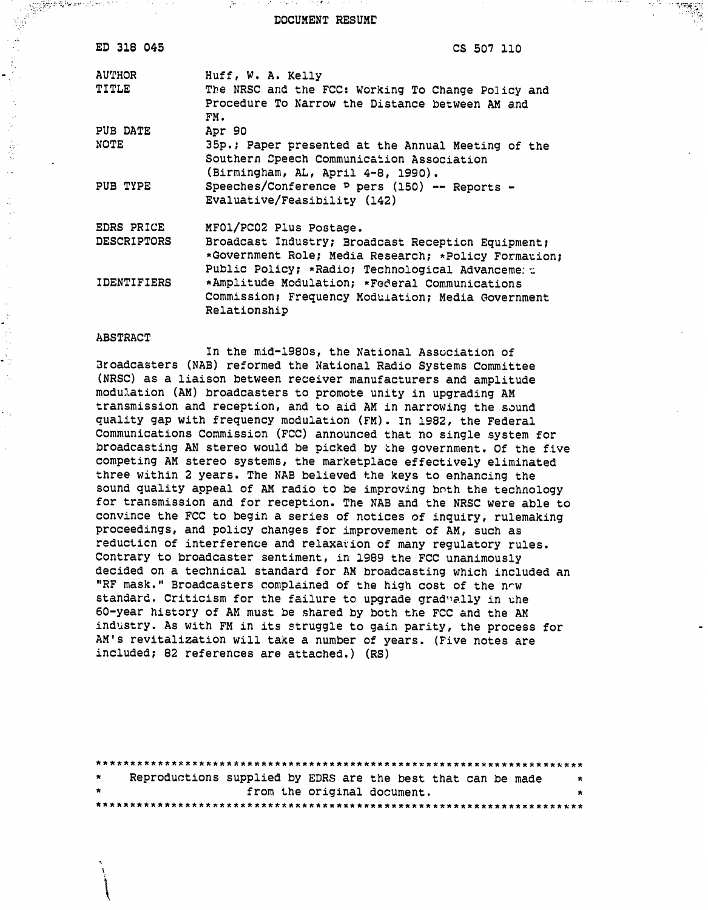# DOCUMENT RESUME

| | |
|---|---|
| ED 318 045 | CS 507 110 |
| AUTHOR | Huff, W. A. Kelly |
| TITLE | The NRSC and the FCC: Working To Change Policy and Procedure To Narrow the Distance between AM and FM. |
| PUB DATE | Apr 90 |
| NOTE | 35p.; Paper presented at the Annual Meeting of the Southern Speech Communication Association (Birmingham, AL, April 4-8, 1990). |
| PUB TYPE | Speeches/Conference Papers (150) -- Reports - Evaluative/Feasibility (142) |
| EDRS PRICE | MF01/PC02 Plus Postage. |
| DESCRIPTORS | Broadcast Industry; Broadcast Reception Equipment; *Government Role; Media Research; *Policy Formation; Public Policy; *Radio; Technological Advancement |
| IDENTIFIERS | *Amplitude Modulation; *Federal Communications Commission; Frequency Modulation; Media Government Relationship |

## ABSTRACT

In the mid-1980s, the National Association of Broadcasters (NAB) reformed the National Radio Systems Committee (NRSC) as a liaison between receiver manufacturers and amplitude modulation (AM) broadcasters to promote unity in upgrading AM transmission and reception, and to aid AM in narrowing the sound quality gap with frequency modulation (FM). In 1982, the Federal Communications Commission (FCC) announced that no single system for broadcasting AM stereo would be picked by the government. Of the five competing AM stereo systems, the marketplace effectively eliminated three within 2 years. The NAB believed the keys to enhancing the sound quality appeal of AM radio to be improving both the technology for transmission and for reception. The NAB and the NRSC were able to convince the FCC to begin a series of notices of inquiry, rulemaking proceedings, and policy changes for improvement of AM, such as reduction of interference and relaxation of many regulatory rules. Contrary to broadcaster sentiment, in 1989 the FCC unanimously decided on a technical standard for AM broadcasting which included an "RF mask." Broadcasters complained of the high cost of the new standard. Criticism for the failure to upgrade gradually in the 60-year history of AM must be shared by both the FCC and the AM industry. As with FM in its struggle to gain parity, the process for AM's revitalization will take a number of years. (Five notes are included; 82 references are attached.) (RS)

***********************************************************************
* Reproductions supplied by EDRS are the best that can be made *
* from the original document. *
***********************************************************************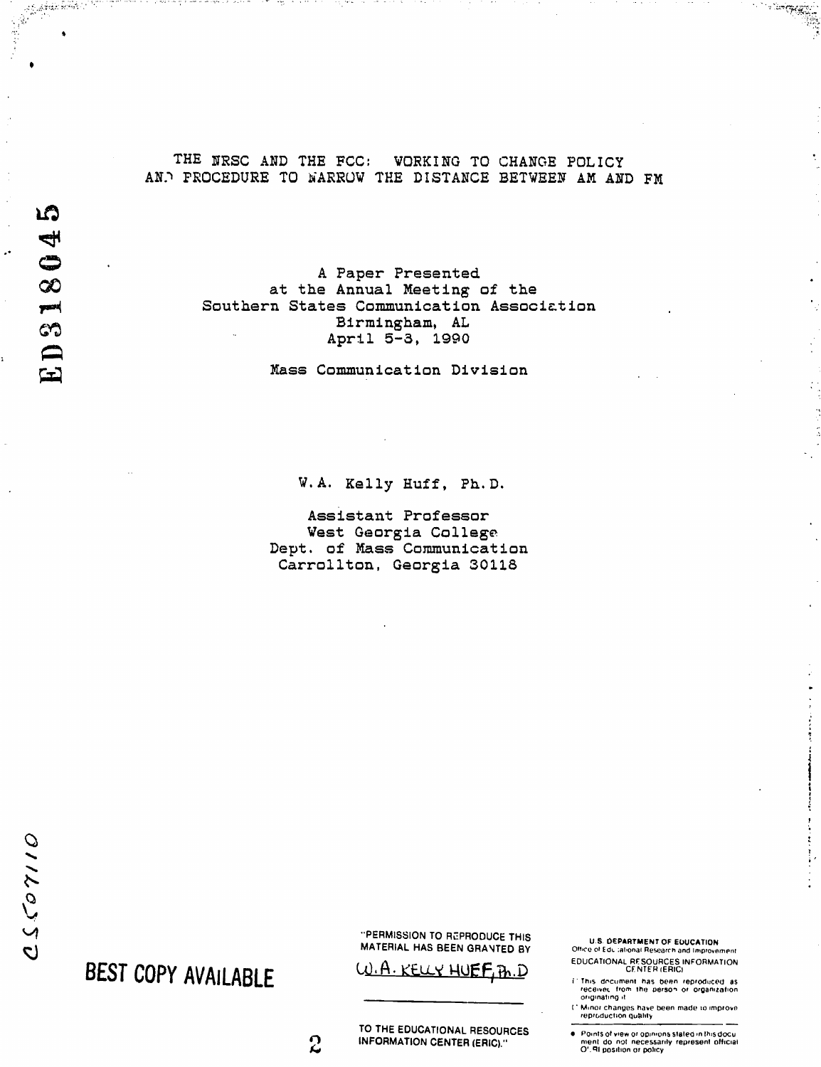# THE NRSC AND THE FCC: WORKING TO CHANGE POLICY AND PROCEDURE TO NARROW THE DISTANCE BETWEEN AM AND FM

A Paper Presented
at the Annual Meeting of the
Southern States Communication Association
Birmingham, AL
April 5-3, 1990

Mass Communication Division

W.A. Kelly Huff, Ph.D.

Assistant Professor
West Georgia College
Dept. of Mass Communication
Carrollton, Georgia 30118

ED318045

CS507110

BEST COPY AVAILABLE

"PERMISSION TO REPRODUCE THIS MATERIAL HAS BEEN GRANTED BY

W.A. KELLY HUFF, Ph.D

TO THE EDUCATIONAL RESOURCES INFORMATION CENTER (ERIC)."

U.S. DEPARTMENT OF EDUCATION
Office of Educational Research and Improvement
EDUCATIONAL RESOURCES INFORMATION CENTER (ERIC)

- This document has been reproduced as received from the person or organization originating it
- Minor changes have been made to improve reproduction quality
- Points of view or opinions stated in this document do not necessarily represent official OERI position or policy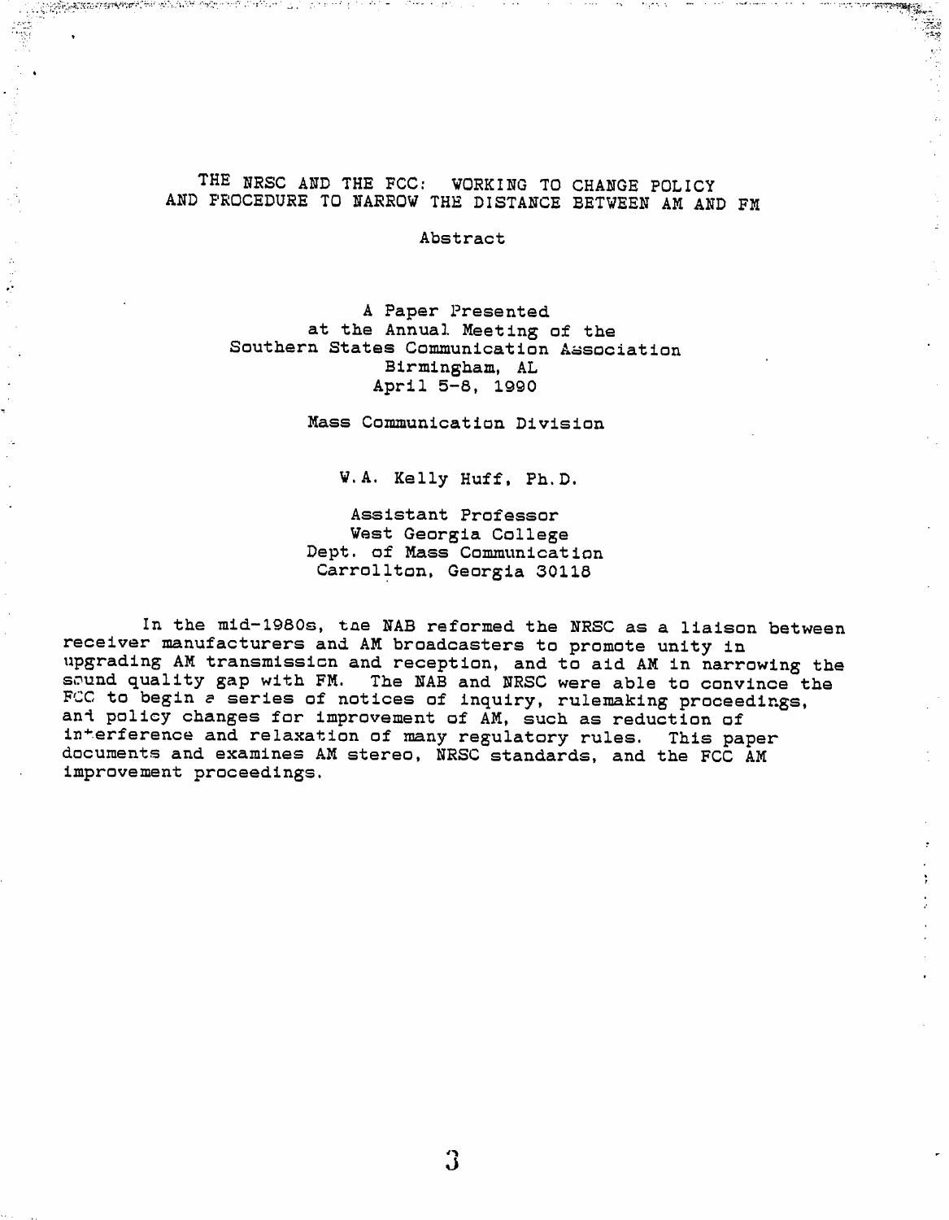# THE NRSC AND THE FCC: WORKING TO CHANGE POLICY AND PROCEDURE TO NARROW THE DISTANCE BETWEEN AM AND FM

## Abstract

A Paper Presented
at the Annual Meeting of the
Southern States Communication Association
Birmingham, AL
April 5-8, 1990

Mass Communication Division

W.A. Kelly Huff, Ph.D.

Assistant Professor
West Georgia College
Dept. of Mass Communication
Carrollton, Georgia 30118

In the mid-1980s, the NAB reformed the NRSC as a liaison between receiver manufacturers and AM broadcasters to promote unity in upgrading AM transmission and reception, and to aid AM in narrowing the sound quality gap with FM. The NAB and NRSC were able to convince the FCC to begin a series of notices of inquiry, rulemaking proceedings, and policy changes for improvement of AM, such as reduction of interference and relaxation of many regulatory rules. This paper documents and examines AM stereo, NRSC standards, and the FCC AM improvement proceedings.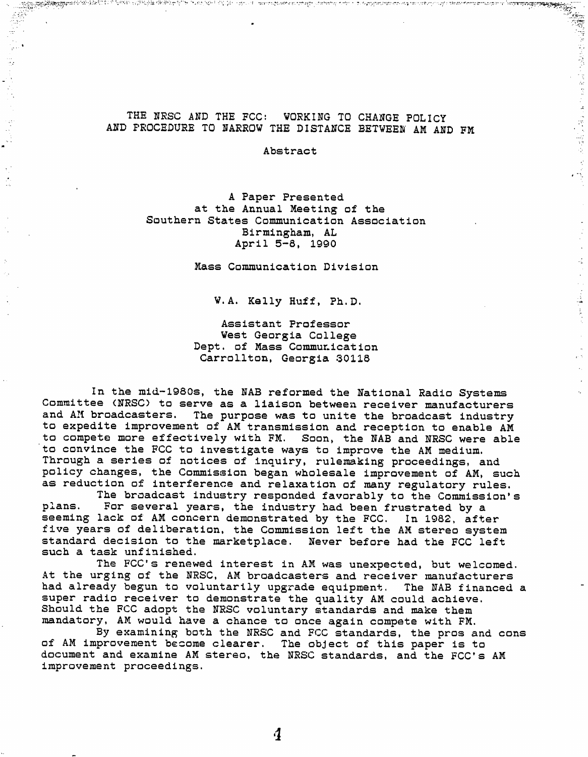# THE NRSC AND THE FCC: WORKING TO CHANGE POLICY AND PROCEDURE TO NARROW THE DISTANCE BETWEEN AM AND FM

Abstract

A Paper Presented
at the Annual Meeting of the
Southern States Communication Association
Birmingham, AL
April 5-8, 1990

Mass Communication Division

W.A. Kelly Huff, Ph.D.

Assistant Professor
West Georgia College
Dept. of Mass Communication
Carrollton, Georgia 30118

In the mid-1980s, the NAB reformed the National Radio Systems Committee (NRSC) to serve as a liaison between receiver manufacturers and AM broadcasters. The purpose was to unite the broadcast industry to expedite improvement of AM transmission and reception to enable AM to compete more effectively with FM. Soon, the NAB and NRSC were able to convince the FCC to investigate ways to improve the AM medium. Through a series of notices of inquiry, rulemaking proceedings, and policy changes, the Commission began wholesale improvement of AM, such as reduction of interference and relaxation of many regulatory rules.

The broadcast industry responded favorably to the Commission's plans. For several years, the industry had been frustrated by a seeming lack of AM concern demonstrated by the FCC. In 1982, after five years of deliberation, the Commission left the AM stereo system standard decision to the marketplace. Never before had the FCC left such a task unfinished.

The FCC's renewed interest in AM was unexpected, but welcomed. At the urging of the NRSC, AM broadcasters and receiver manufacturers had already begun to voluntarily upgrade equipment. The NAB financed a super radio receiver to demonstrate the quality AM could achieve. Should the FCC adopt the NRSC voluntary standards and make them mandatory, AM would have a chance to once again compete with FM.

By examining both the NRSC and FCC standards, the pros and cons of AM improvement become clearer. The object of this paper is to document and examine AM stereo, the NRSC standards, and the FCC's AM improvement proceedings.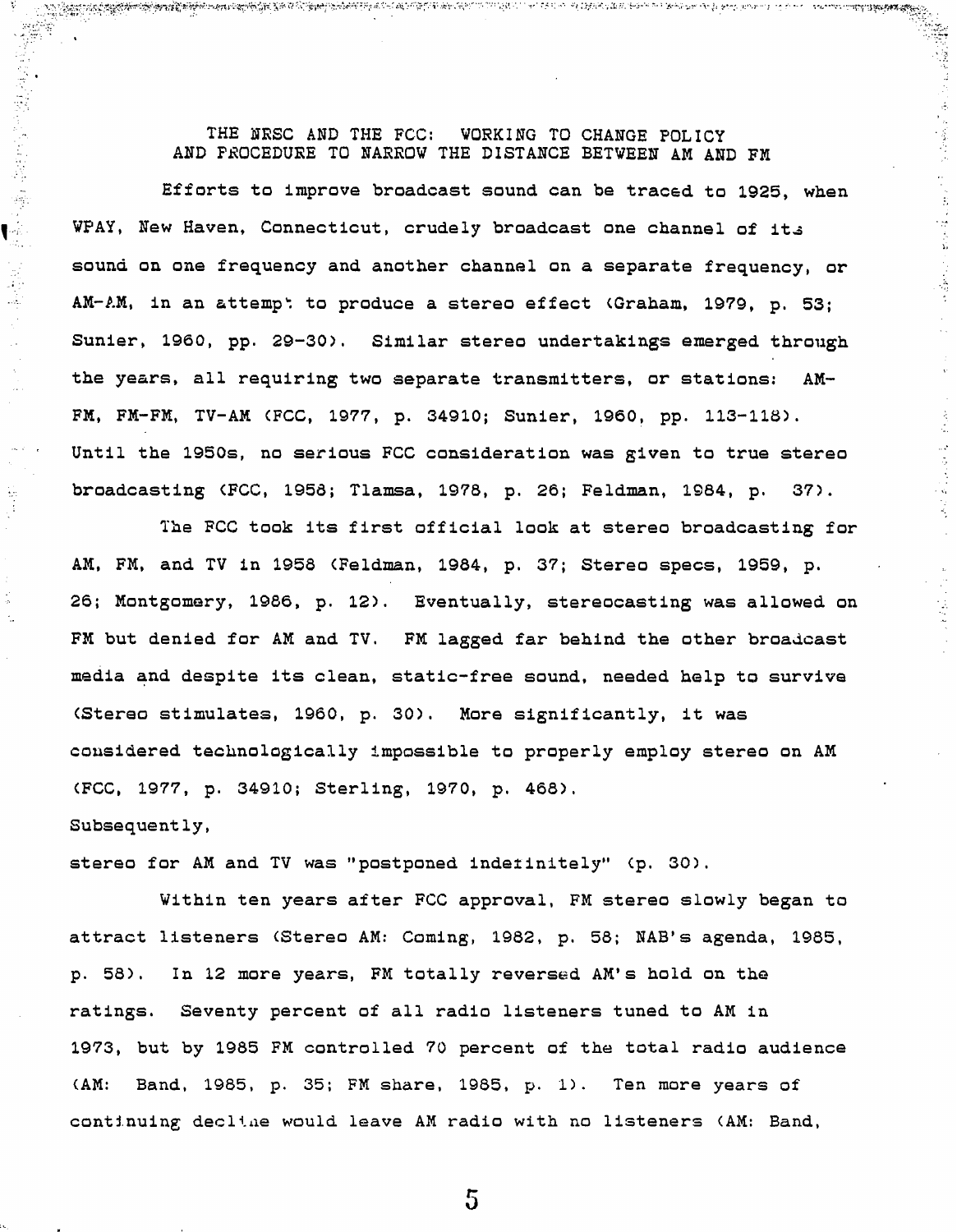## THE NRSC AND THE FCC: WORKING TO CHANGE POLICY AND PROCEDURE TO NARROW THE DISTANCE BETWEEN AM AND FM

Efforts to improve broadcast sound can be traced to 1925, when WPAY, New Haven, Connecticut, crudely broadcast one channel of its sound on one frequency and another channel on a separate frequency, or AM-AM, in an attempt to produce a stereo effect (Graham, 1979, p. 53; Sunier, 1960, pp. 29-30). Similar stereo undertakings emerged through the years, all requiring two separate transmitters, or stations: AM-FM, FM-FM, TV-AM (FCC, 1977, p. 34910; Sunier, 1960, pp. 113-118). Until the 1950s, no serious FCC consideration was given to true stereo broadcasting (FCC, 1958; Tlamsa, 1978, p. 26; Feldman, 1984, p. 37).

The FCC took its first official look at stereo broadcasting for AM, FM, and TV in 1958 (Feldman, 1984, p. 37; Stereo specs, 1959, p. 26; Montgomery, 1986, p. 12). Eventually, stereocasting was allowed on FM but denied for AM and TV. FM lagged far behind the other broadcast media and despite its clean, static-free sound, needed help to survive (Stereo stimulates, 1960, p. 30). More significantly, it was considered technologically impossible to properly employ stereo on AM (FCC, 1977, p. 34910; Sterling, 1970, p. 468).
Subsequently,
stereo for AM and TV was "postponed indefinitely" (p. 30).

Within ten years after FCC approval, FM stereo slowly began to attract listeners (Stereo AM: Coming, 1982, p. 58; NAB's agenda, 1985, p. 58). In 12 more years, FM totally reversed AM's hold on the ratings. Seventy percent of all radio listeners tuned to AM in 1973, but by 1985 FM controlled 70 percent of the total radio audience (AM: Band, 1985, p. 35; FM share, 1985, p. 1). Ten more years of continuing decline would leave AM radio with no listeners (AM: Band,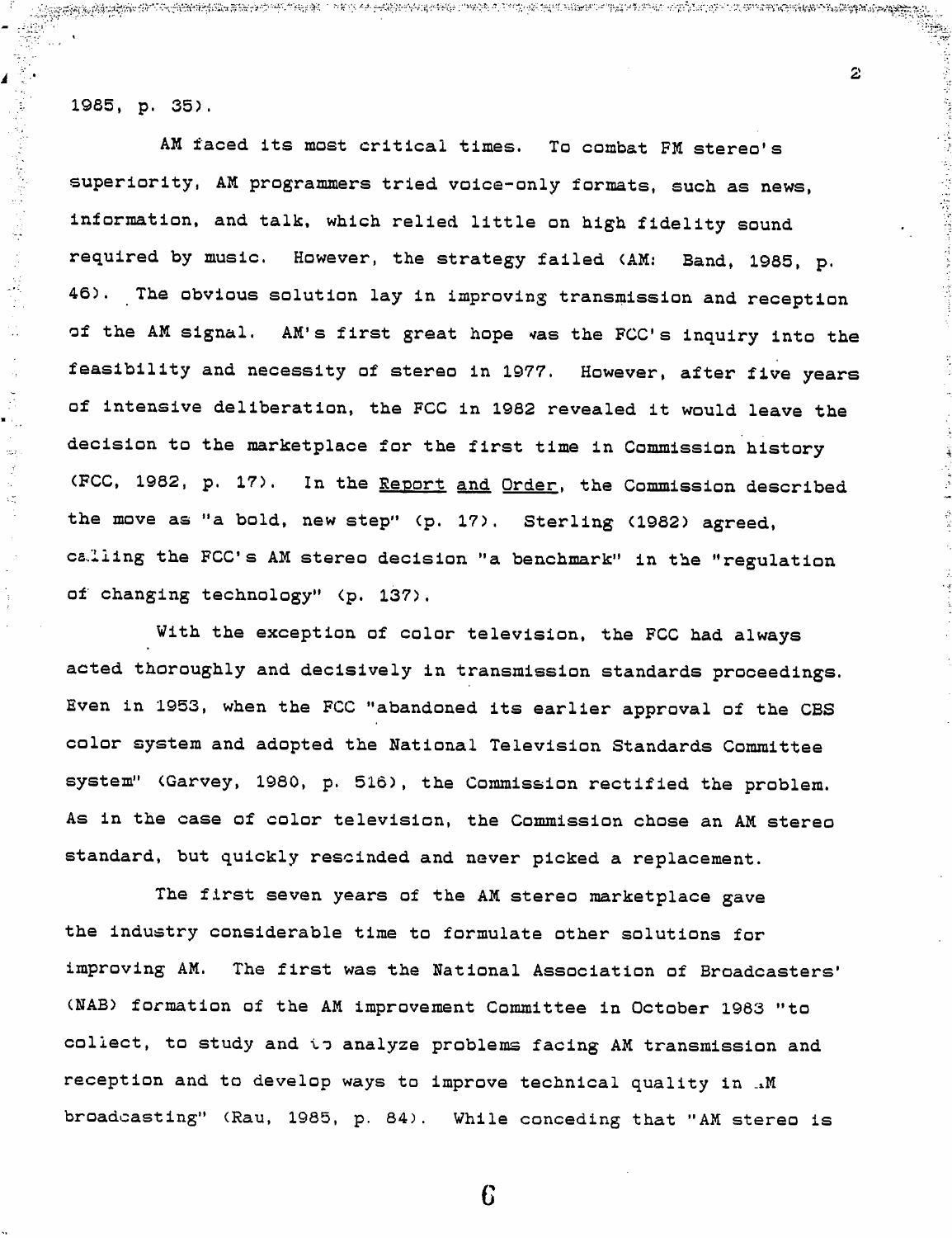1985, p. 35).

AM faced its most critical times. To combat FM stereo's superiority, AM programmers tried voice-only formats, such as news, information, and talk, which relied little on high fidelity sound required by music. However, the strategy failed (AM: Band, 1985, p. 46). The obvious solution lay in improving transmission and reception of the AM signal. AM's first great hope was the FCC's inquiry into the feasibility and necessity of stereo in 1977. However, after five years of intensive deliberation, the FCC in 1982 revealed it would leave the decision to the marketplace for the first time in Commission history (FCC, 1982, p. 17). In the Report and Order, the Commission described the move as "a bold, new step" (p. 17). Sterling (1982) agreed, calling the FCC's AM stereo decision "a benchmark" in the "regulation of changing technology" (p. 137).

With the exception of color television, the FCC had always acted thoroughly and decisively in transmission standards proceedings. Even in 1953, when the FCC "abandoned its earlier approval of the CBS color system and adopted the National Television Standards Committee system" (Garvey, 1980, p. 516), the Commission rectified the problem. As in the case of color television, the Commission chose an AM stereo standard, but quickly rescinded and never picked a replacement.

The first seven years of the AM stereo marketplace gave the industry considerable time to formulate other solutions for improving AM. The first was the National Association of Broadcasters' (NAB) formation of the AM improvement Committee in October 1983 "to collect, to study and to analyze problems facing AM transmission and reception and to develop ways to improve technical quality in AM broadcasting" (Rau, 1985, p. 84). While conceding that "AM stereo is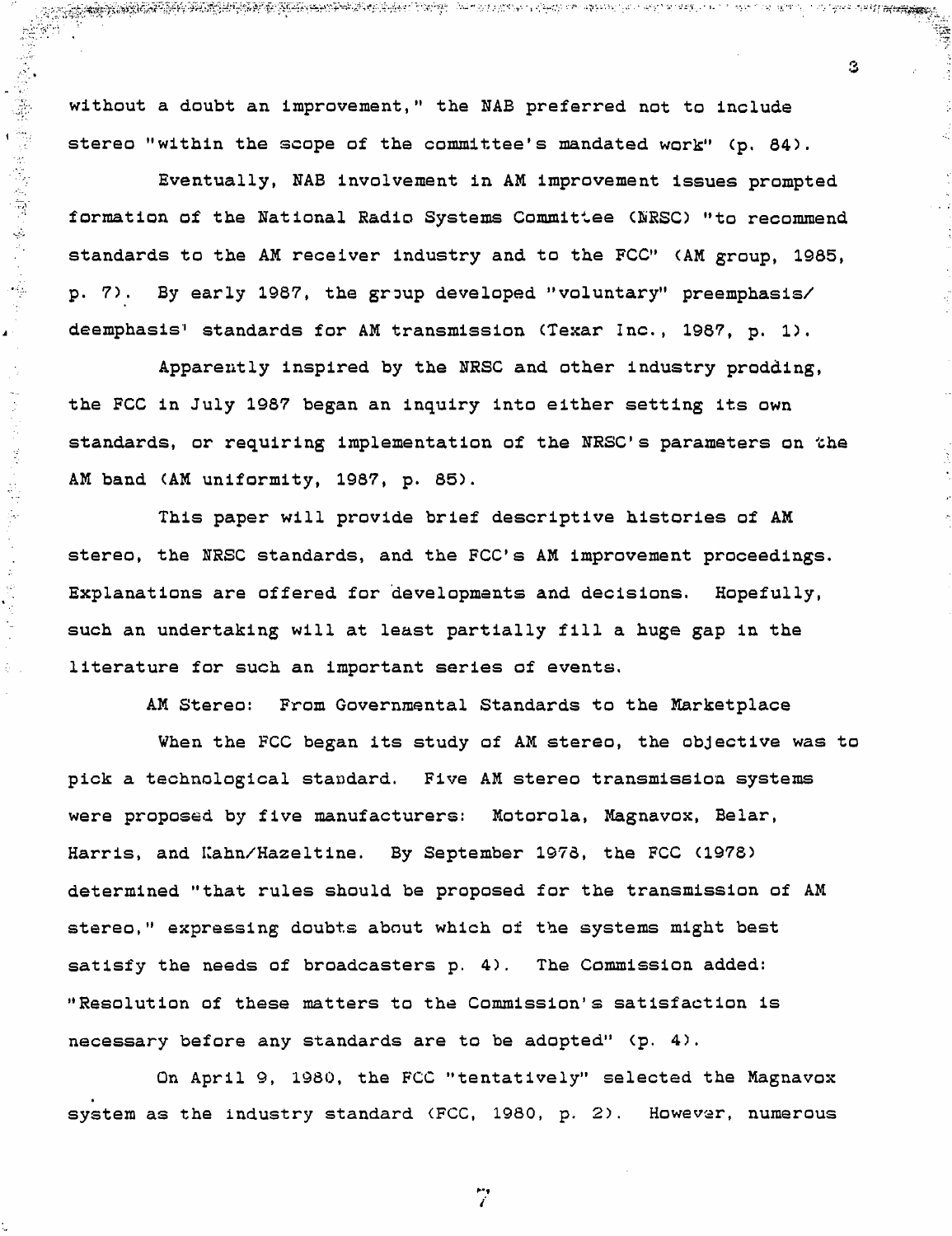without a doubt an improvement," the NAB preferred not to include stereo "within the scope of the committee's mandated work" (p. 84).

Eventually, NAB involvement in AM improvement issues prompted formation of the National Radio Systems Committee (NRSC) "to recommend standards to the AM receiver industry and to the FCC" (AM group, 1985, p. 7). By early 1987, the group developed "voluntary" preemphasis/deemphasis[1] standards for AM transmission (Texar Inc., 1987, p. 1).

Apparently inspired by the NRSC and other industry prodding, the FCC in July 1987 began an inquiry into either setting its own standards, or requiring implementation of the NRSC's parameters on the AM band (AM uniformity, 1987, p. 85).

This paper will provide brief descriptive histories of AM stereo, the NRSC standards, and the FCC's AM improvement proceedings. Explanations are offered for developments and decisions. Hopefully, such an undertaking will at least partially fill a huge gap in the literature for such an important series of events.

## AM Stereo: From Governmental Standards to the Marketplace

When the FCC began its study of AM stereo, the objective was to pick a technological standard. Five AM stereo transmission systems were proposed by five manufacturers: Motorola, Magnavox, Belar, Harris, and Kahn/Hazeltine. By September 1978, the FCC (1978) determined "that rules should be proposed for the transmission of AM stereo," expressing doubts about which of the systems might best satisfy the needs of broadcasters p. 4). The Commission added: "Resolution of these matters to the Commission's satisfaction is necessary before any standards are to be adopted" (p. 4).

On April 9, 1980, the FCC "tentatively" selected the Magnavox system as the industry standard (FCC, 1980, p. 2). However, numerous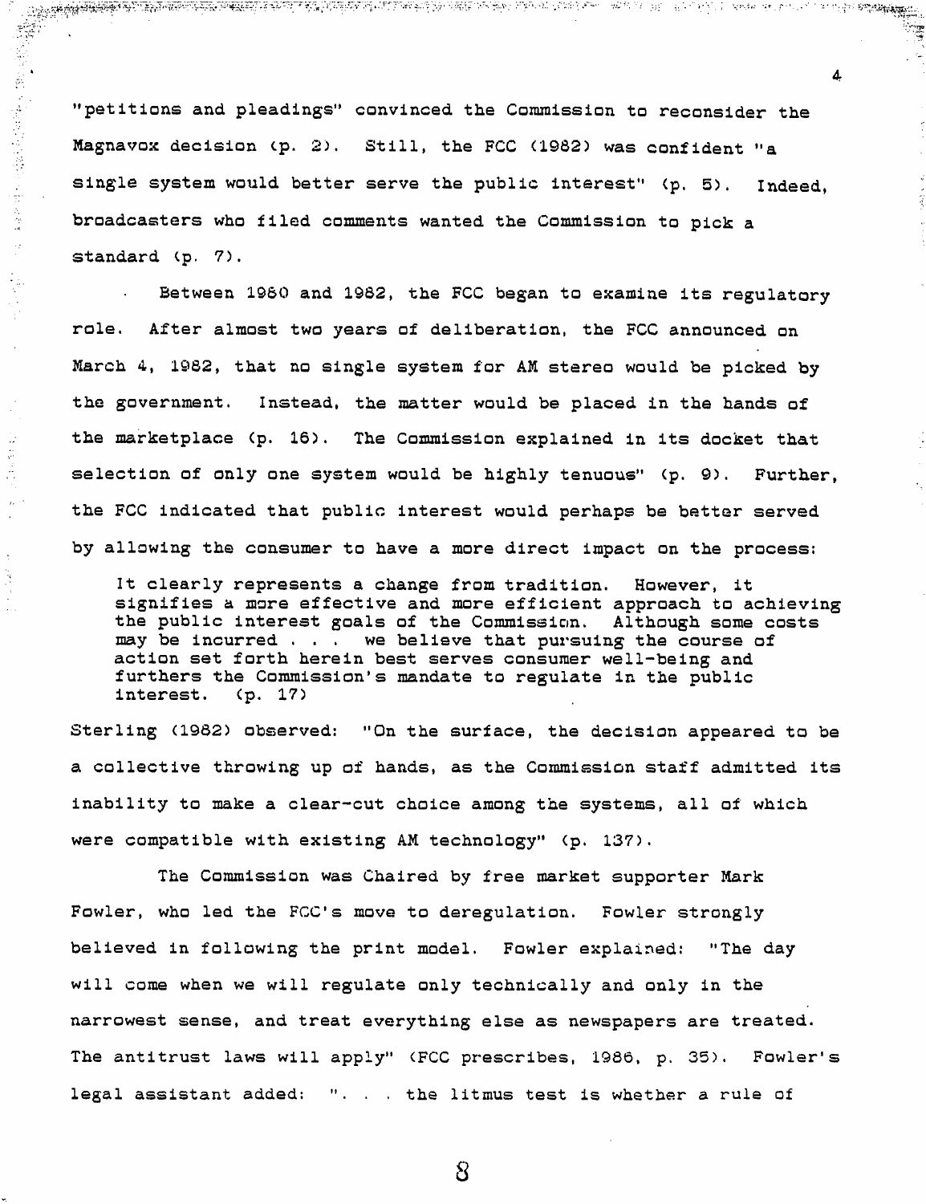"petitions and pleadings" convinced the Commission to reconsider the Magnavox decision (p. 2). Still, the FCC (1982) was confident "a single system would better serve the public interest" (p. 5). Indeed, broadcasters who filed comments wanted the Commission to pick a standard (p. 7).

Between 1980 and 1982, the FCC began to examine its regulatory role. After almost two years of deliberation, the FCC announced on March 4, 1982, that no single system for AM stereo would be picked by the government. Instead, the matter would be placed in the hands of the marketplace (p. 16). The Commission explained in its docket that selection of only one system would be highly tenuous" (p. 9). Further, the FCC indicated that public interest would perhaps be better served by allowing the consumer to have a more direct impact on the process:

> It clearly represents a change from tradition. However, it signifies a more effective and more efficient approach to achieving the public interest goals of the Commission. Although some costs may be incurred . . . we believe that pursuing the course of action set forth herein best serves consumer well-being and furthers the Commission's mandate to regulate in the public interest. (p. 17)

Sterling (1982) observed: "On the surface, the decision appeared to be a collective throwing up of hands, as the Commission staff admitted its inability to make a clear-cut choice among the systems, all of which were compatible with existing AM technology" (p. 137).

The Commission was Chaired by free market supporter Mark Fowler, who led the FCC's move to deregulation. Fowler strongly believed in following the print model. Fowler explained: "The day will come when we will regulate only technically and only in the narrowest sense, and treat everything else as newspapers are treated. The antitrust laws will apply" (FCC prescribes, 1986, p. 35). Fowler's legal assistant added: ". . . the litmus test is whether a rule of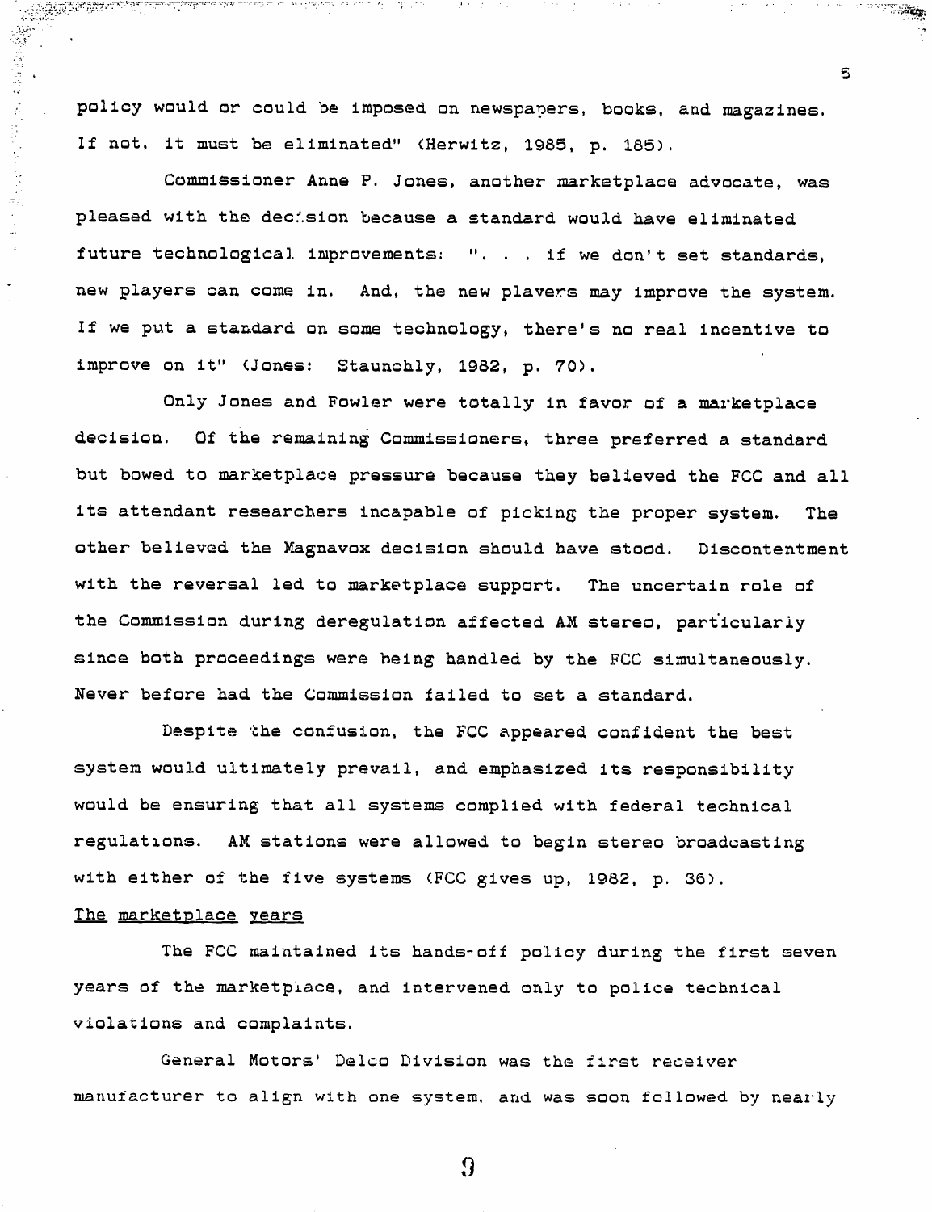policy would or could be imposed on newspapers, books, and magazines. If not, it must be eliminated" (Herwitz, 1985, p. 185).

Commissioner Anne P. Jones, another marketplace advocate, was pleased with the decision because a standard would have eliminated future technological improvements: ". . . if we don't set standards, new players can come in. And, the new players may improve the system. If we put a standard on some technology, there's no real incentive to improve on it" (Jones: Staunchly, 1982, p. 70).

Only Jones and Fowler were totally in favor of a marketplace decision. Of the remaining Commissioners, three preferred a standard but bowed to marketplace pressure because they believed the FCC and all its attendant researchers incapable of picking the proper system. The other believed the Magnavox decision should have stood. Discontentment with the reversal led to marketplace support. The uncertain role of the Commission during deregulation affected AM stereo, particularly since both proceedings were being handled by the FCC simultaneously. Never before had the Commission failed to set a standard.

Despite the confusion, the FCC appeared confident the best system would ultimately prevail, and emphasized its responsibility would be ensuring that all systems complied with federal technical regulations. AM stations were allowed to begin stereo broadcasting with either of the five systems (FCC gives up, 1982, p. 36).

<u>The marketplace years</u>

The FCC maintained its hands-off policy during the first seven years of the marketplace, and intervened only to police technical violations and complaints.

General Motors' Delco Division was the first receiver manufacturer to align with one system, and was soon followed by nearly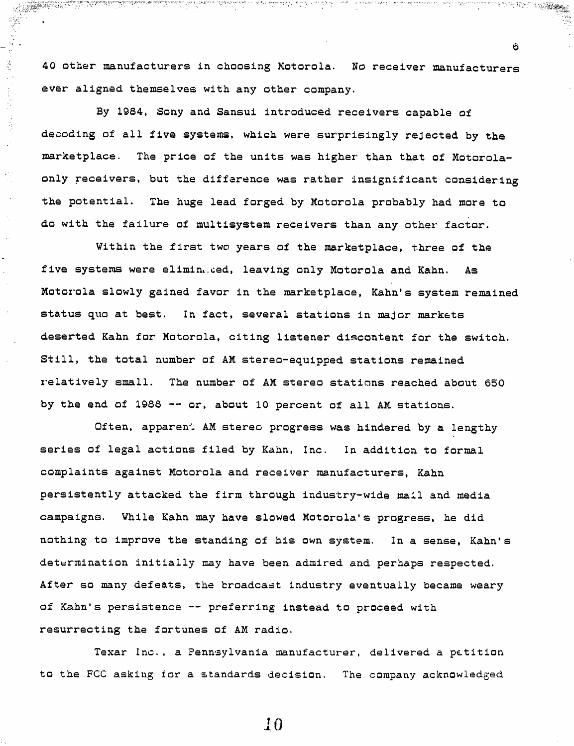40 other manufacturers in choosing Motorola. No receiver manufacturers ever aligned themselves with any other company.

By 1984, Sony and Sansui introduced receivers capable of decoding of all five systems, which were surprisingly rejected by the marketplace. The price of the units was higher than that of Motorola-only receivers, but the difference was rather insignificant considering the potential. The huge lead forged by Motorola probably had more to do with the failure of multisystem receivers than any other factor.

Within the first two years of the marketplace, three of the five systems were eliminated, leaving only Motorola and Kahn. As Motorola slowly gained favor in the marketplace, Kahn's system remained status quo at best. In fact, several stations in major markets deserted Kahn for Motorola, citing listener discontent for the switch. Still, the total number of AM stereo-equipped stations remained relatively small. The number of AM stereo stations reached about 650 by the end of 1988 -- or, about 10 percent of all AM stations.

Often, apparent AM stereo progress was hindered by a lengthy series of legal actions filed by Kahn, Inc. In addition to formal complaints against Motorola and receiver manufacturers, Kahn persistently attacked the firm through industry-wide mail and media campaigns. While Kahn may have slowed Motorola's progress, he did nothing to improve the standing of his own system. In a sense, Kahn's determination initially may have been admired and perhaps respected. After so many defeats, the broadcast industry eventually became weary of Kahn's persistence -- preferring instead to proceed with resurrecting the fortunes of AM radio.

Texar Inc., a Pennsylvania manufacturer, delivered a petition to the FCC asking for a standards decision. The company acknowledged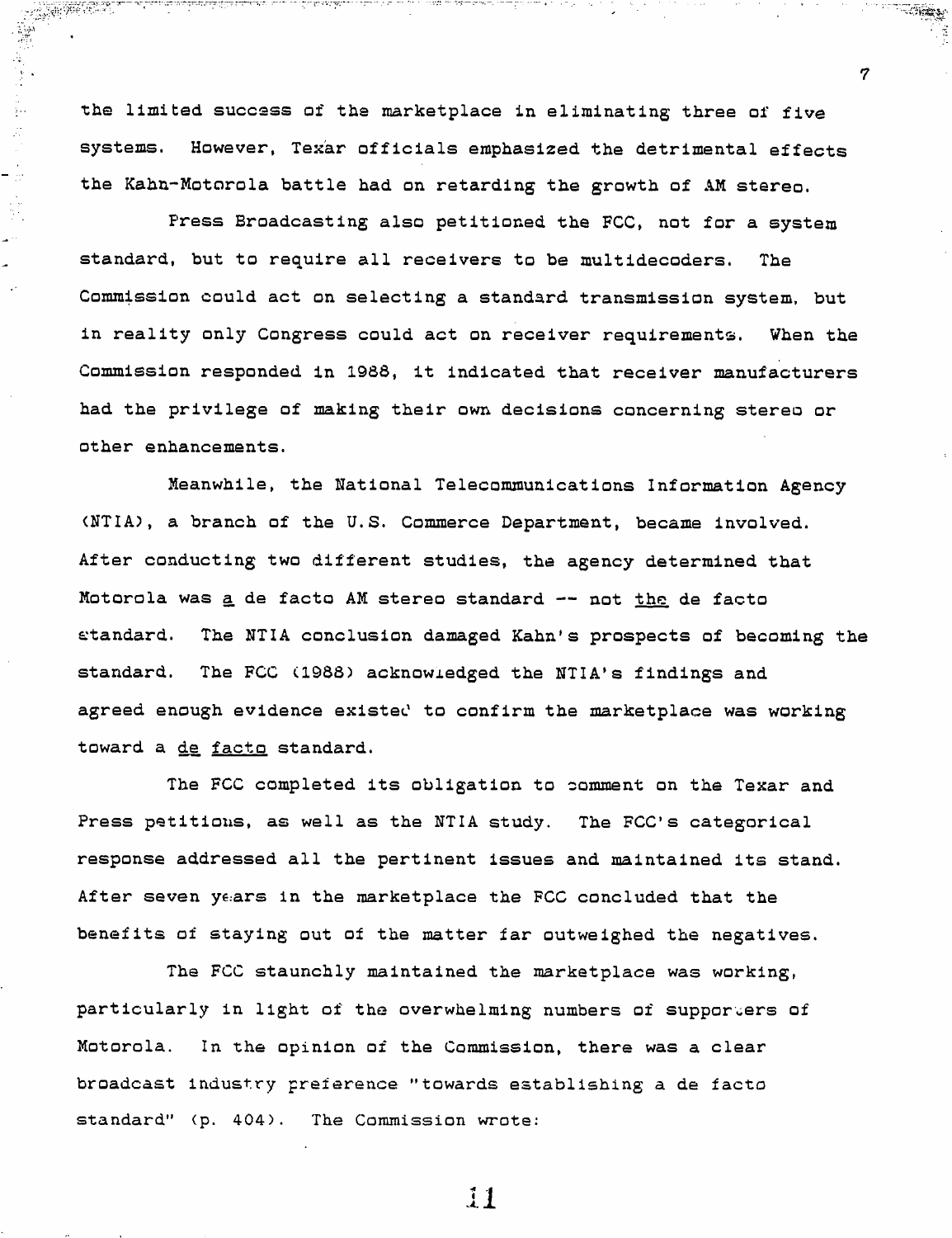the limited success of the marketplace in eliminating three of five systems. However, Texar officials emphasized the detrimental effects the Kahn-Motorola battle had on retarding the growth of AM stereo.

Press Broadcasting also petitioned the FCC, not for a system standard, but to require all receivers to be multidecoders. The Commission could act on selecting a standard transmission system, but in reality only Congress could act on receiver requirements. When the Commission responded in 1988, it indicated that receiver manufacturers had the privilege of making their own decisions concerning stereo or other enhancements.

Meanwhile, the National Telecommunications Information Agency (NTIA), a branch of the U.S. Commerce Department, became involved. After conducting two different studies, the agency determined that Motorola was _a_ de facto AM stereo standard -- not _the_ de facto standard. The NTIA conclusion damaged Kahn's prospects of becoming the standard. The FCC (1988) acknowledged the NTIA's findings and agreed enough evidence existed to confirm the marketplace was working toward a _de facto_ standard.

The FCC completed its obligation to comment on the Texar and Press petitions, as well as the NTIA study. The FCC's categorical response addressed all the pertinent issues and maintained its stand. After seven years in the marketplace the FCC concluded that the benefits of staying out of the matter far outweighed the negatives.

The FCC staunchly maintained the marketplace was working, particularly in light of the overwhelming numbers of supporters of Motorola. In the opinion of the Commission, there was a clear broadcast industry preference "towards establishing a de facto standard" (p. 404). The Commission wrote: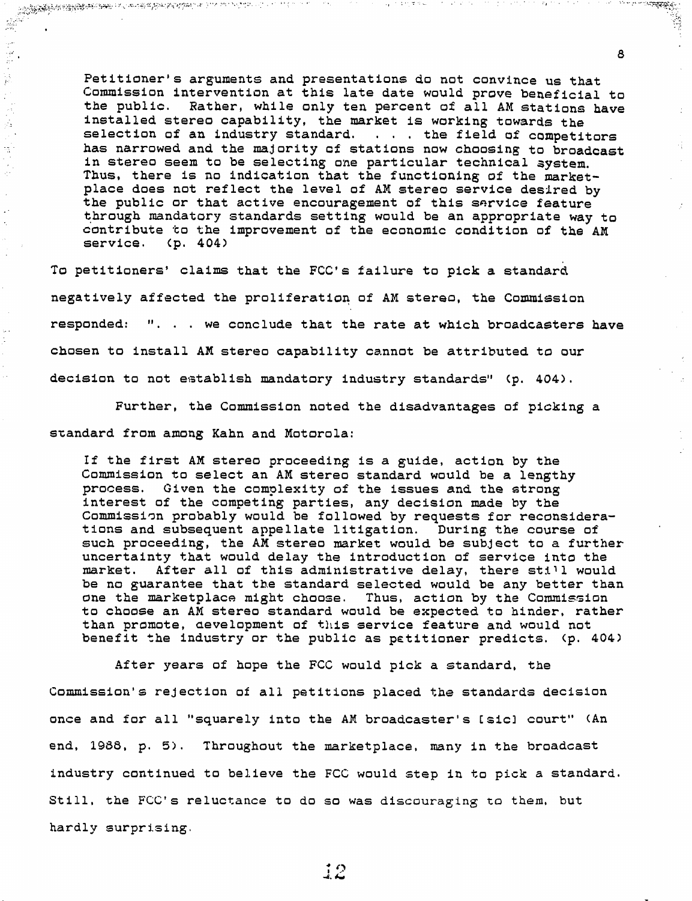> Petitioner's arguments and presentations do not convince us that Commission intervention at this late date would prove beneficial to the public. Rather, while only ten percent of all AM stations have installed stereo capability, the market is working towards the selection of an industry standard. . . . the field of competitors has narrowed and the majority of stations now choosing to broadcast in stereo seem to be selecting one particular technical system. Thus, there is no indication that the functioning of the marketplace does not reflect the level of AM stereo service desired by the public or that active encouragement of this service feature through mandatory standards setting would be an appropriate way to contribute to the improvement of the economic condition of the AM service. (p. 404)

To petitioners' claims that the FCC's failure to pick a standard negatively affected the proliferation of AM stereo, the Commission responded: ". . . we conclude that the rate at which broadcasters have chosen to install AM stereo capability cannot be attributed to our decision to not establish mandatory industry standards" (p. 404).

Further, the Commission noted the disadvantages of picking a standard from among Kahn and Motorola:

> If the first AM stereo proceeding is a guide, action by the Commission to select an AM stereo standard would be a lengthy process. Given the complexity of the issues and the strong interest of the competing parties, any decision made by the Commission probably would be followed by requests for reconsiderations and subsequent appellate litigation. During the course of such proceeding, the AM stereo market would be subject to a further uncertainty that would delay the introduction of service into the market. After all of this administrative delay, there still would be no guarantee that the standard selected would be any better than one the marketplace might choose. Thus, action by the Commission to choose an AM stereo standard would be expected to hinder, rather than promote, development of this service feature and would not benefit the industry or the public as petitioner predicts. (p. 404)

After years of hope the FCC would pick a standard, the Commission's rejection of all petitions placed the standards decision once and for all "squarely into the AM broadcaster's [sic] court" (An end, 1988, p. 5). Throughout the marketplace, many in the broadcast industry continued to believe the FCC would step in to pick a standard. Still, the FCC's reluctance to do so was discouraging to them, but hardly surprising.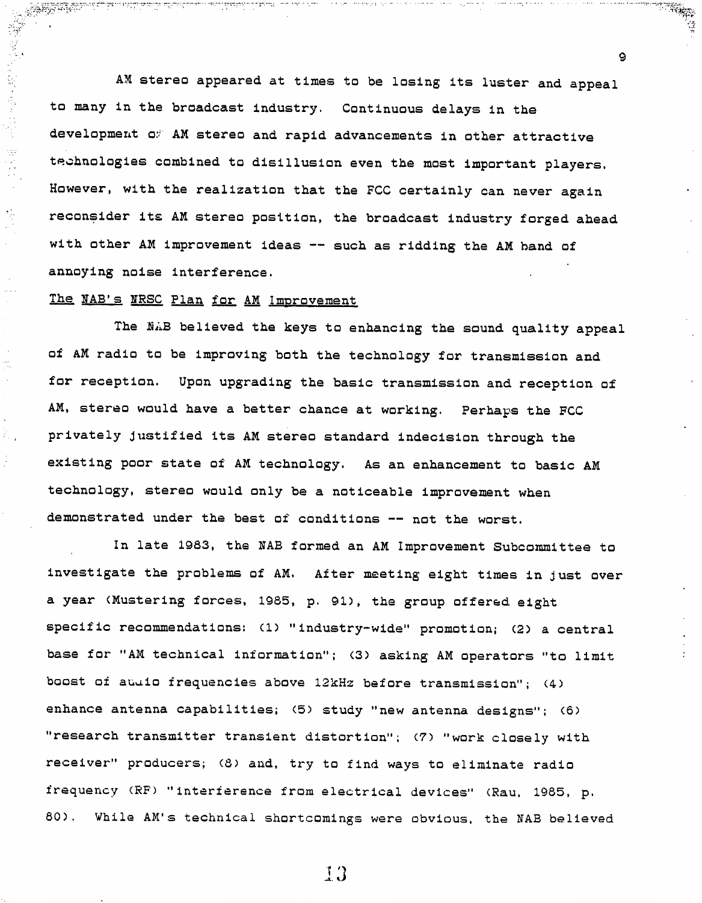AM stereo appeared at times to be losing its luster and appeal to many in the broadcast industry. Continuous delays in the development of AM stereo and rapid advancements in other attractive technologies combined to disillusion even the most important players. However, with the realization that the FCC certainly can never again reconsider its AM stereo position, the broadcast industry forged ahead with other AM improvement ideas -- such as ridding the AM band of annoying noise interference.

## The NAB's NRSC Plan for AM Improvement

The NAB believed the keys to enhancing the sound quality appeal of AM radio to be improving both the technology for transmission and for reception. Upon upgrading the basic transmission and reception of AM, stereo would have a better chance at working. Perhaps the FCC privately justified its AM stereo standard indecision through the existing poor state of AM technology. As an enhancement to basic AM technology, stereo would only be a noticeable improvement when demonstrated under the best of conditions -- not the worst.

In late 1983, the NAB formed an AM Improvement Subcommittee to investigate the problems of AM. After meeting eight times in just over a year (Mustering forces, 1985, p. 91), the group offered eight specific recommendations: (1) "industry-wide" promotion; (2) a central base for "AM technical information"; (3) asking AM operators "to limit boost of audio frequencies above 12kHz before transmission"; (4) enhance antenna capabilities; (5) study "new antenna designs"; (6) "research transmitter transient distortion"; (7) "work closely with receiver" producers; (8) and, try to find ways to eliminate radio frequency (RF) "interference from electrical devices" (Rau, 1985, p. 80). While AM's technical shortcomings were obvious, the NAB believed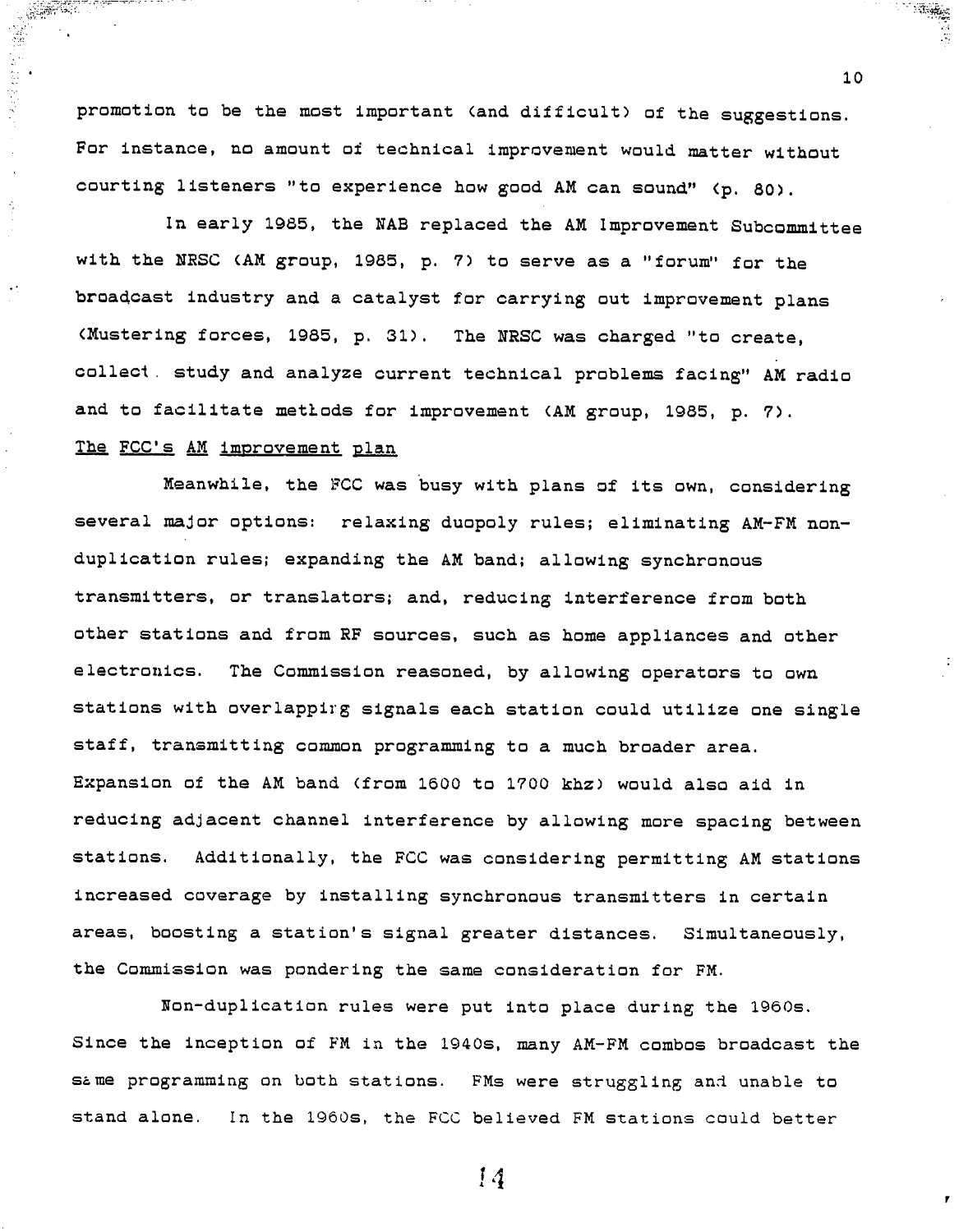promotion to be the most important (and difficult) of the suggestions. For instance, no amount of technical improvement would matter without courting listeners "to experience how good AM can sound" (p. 80).

In early 1985, the NAB replaced the AM Improvement Subcommittee with the NRSC (AM group, 1985, p. 7) to serve as a "forum" for the broadcast industry and a catalyst for carrying out improvement plans (Mustering forces, 1985, p. 31). The NRSC was charged "to create, collect, study and analyze current technical problems facing" AM radio and to facilitate methods for improvement (AM group, 1985, p. 7).

The FCC's AM improvement plan

Meanwhile, the FCC was busy with plans of its own, considering several major options: relaxing duopoly rules; eliminating AM-FM non-duplication rules; expanding the AM band; allowing synchronous transmitters, or translators; and, reducing interference from both other stations and from RF sources, such as home appliances and other electronics. The Commission reasoned, by allowing operators to own stations with overlapping signals each station could utilize one single staff, transmitting common programming to a much broader area. Expansion of the AM band (from 1600 to 1700 khz) would also aid in reducing adjacent channel interference by allowing more spacing between stations. Additionally, the FCC was considering permitting AM stations increased coverage by installing synchronous transmitters in certain areas, boosting a station's signal greater distances. Simultaneously, the Commission was pondering the same consideration for FM.

Non-duplication rules were put into place during the 1960s. Since the inception of FM in the 1940s, many AM-FM combos broadcast the same programming on both stations. FMs were struggling and unable to stand alone. In the 1960s, the FCC believed FM stations could better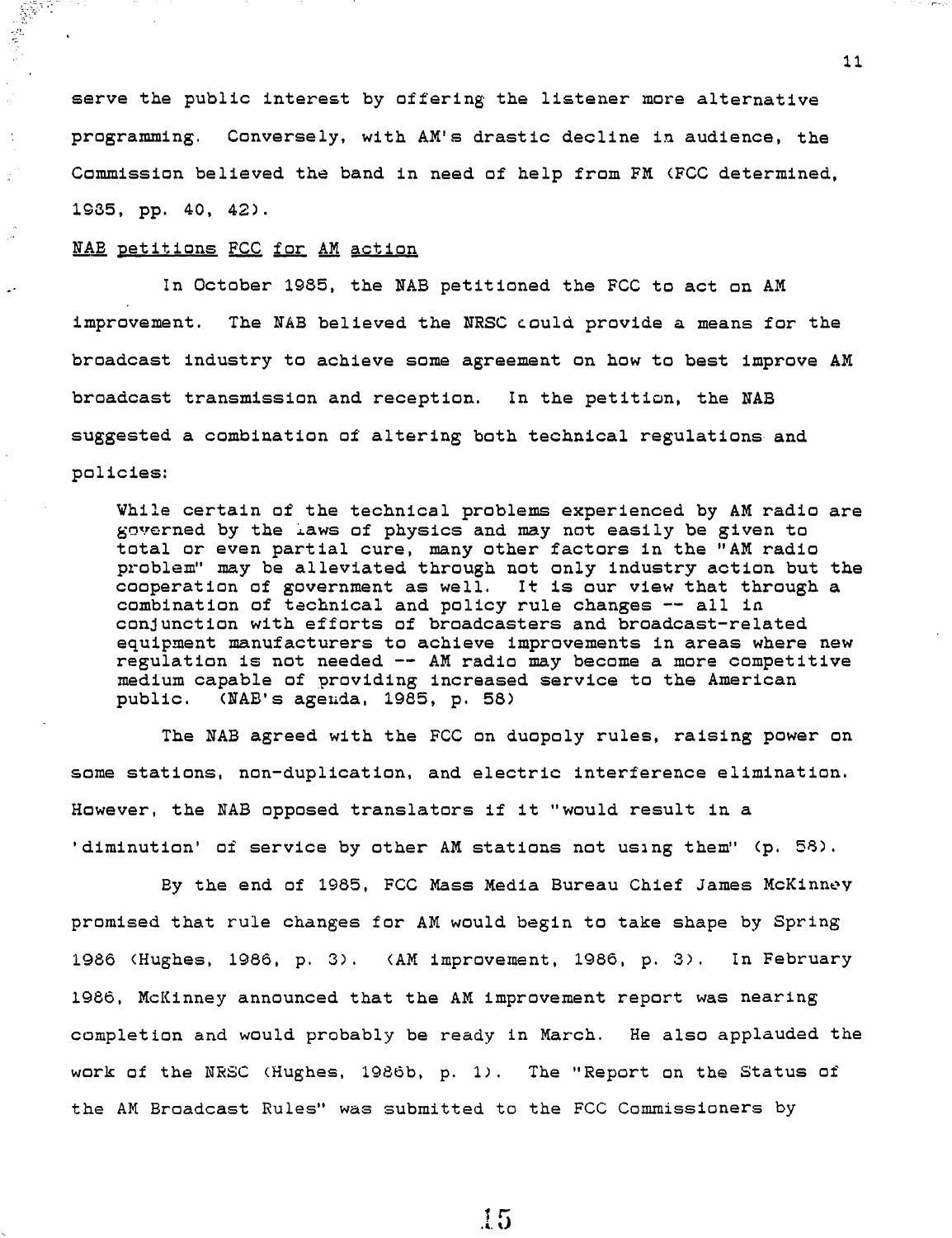serve the public interest by offering the listener more alternative programming. Conversely, with AM's drastic decline in audience, the Commission believed the band in need of help from FM (FCC determined, 1985, pp. 40, 42).

NAB petitions FCC for AM action

In October 1985, the NAB petitioned the FCC to act on AM improvement. The NAB believed the NRSC could provide a means for the broadcast industry to achieve some agreement on how to best improve AM broadcast transmission and reception. In the petition, the NAB suggested a combination of altering both technical regulations and policies:

> While certain of the technical problems experienced by AM radio are governed by the laws of physics and may not easily be given to total or even partial cure, many other factors in the "AM radio problem" may be alleviated through not only industry action but the cooperation of government as well. It is our view that through a combination of technical and policy rule changes -- all in conjunction with efforts of broadcasters and broadcast-related equipment manufacturers to achieve improvements in areas where new regulation is not needed -- AM radio may become a more competitive medium capable of providing increased service to the American public. (NAB's agenda, 1985, p. 58)

The NAB agreed with the FCC on duopoly rules, raising power on some stations, non-duplication, and electric interference elimination. However, the NAB opposed translators if it "would result in a 'diminution' of service by other AM stations not using them" (p. 58).

By the end of 1985, FCC Mass Media Bureau Chief James McKinney promised that rule changes for AM would begin to take shape by Spring 1986 (Hughes, 1986, p. 3). (AM improvement, 1986, p. 3). In February 1986, McKinney announced that the AM improvement report was nearing completion and would probably be ready in March. He also applauded the work of the NRSC (Hughes, 1986b, p. 1). The "Report on the Status of the AM Broadcast Rules" was submitted to the FCC Commissioners by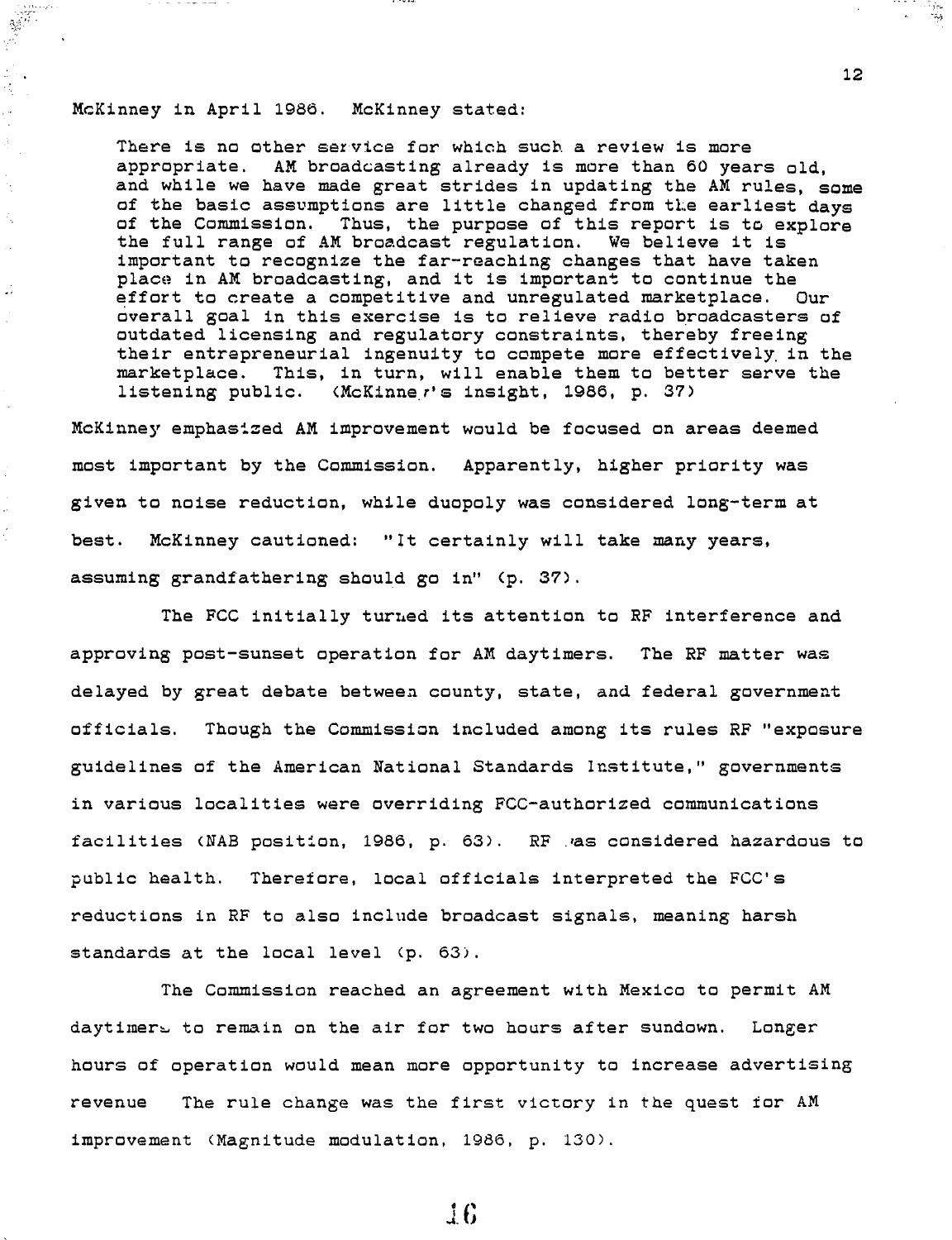McKinney in April 1986. McKinney stated:

> There is no other service for which such a review is more appropriate. AM broadcasting already is more than 60 years old, and while we have made great strides in updating the AM rules, some of the basic assumptions are little changed from the earliest days of the Commission. Thus, the purpose of this report is to explore the full range of AM broadcast regulation. We believe it is important to recognize the far-reaching changes that have taken place in AM broadcasting, and it is important to continue the effort to create a competitive and unregulated marketplace. Our overall goal in this exercise is to relieve radio broadcasters of outdated licensing and regulatory constraints, thereby freeing their entrepreneurial ingenuity to compete more effectively in the marketplace. This, in turn, will enable them to better serve the listening public. (McKinney's insight, 1986, p. 37)

McKinney emphasized AM improvement would be focused on areas deemed most important by the Commission. Apparently, higher priority was given to noise reduction, while duopoly was considered long-term at best. McKinney cautioned: "It certainly will take many years, assuming grandfathering should go in" (p. 37).

The FCC initially turned its attention to RF interference and approving post-sunset operation for AM daytimers. The RF matter was delayed by great debate between county, state, and federal government officials. Though the Commission included among its rules RF "exposure guidelines of the American National Standards Institute," governments in various localities were overriding FCC-authorized communications facilities (NAB position, 1986, p. 63). RF was considered hazardous to public health. Therefore, local officials interpreted the FCC's reductions in RF to also include broadcast signals, meaning harsh standards at the local level (p. 63).

The Commission reached an agreement with Mexico to permit AM daytimers to remain on the air for two hours after sundown. Longer hours of operation would mean more opportunity to increase advertising revenue The rule change was the first victory in the quest for AM improvement (Magnitude modulation, 1986, p. 130).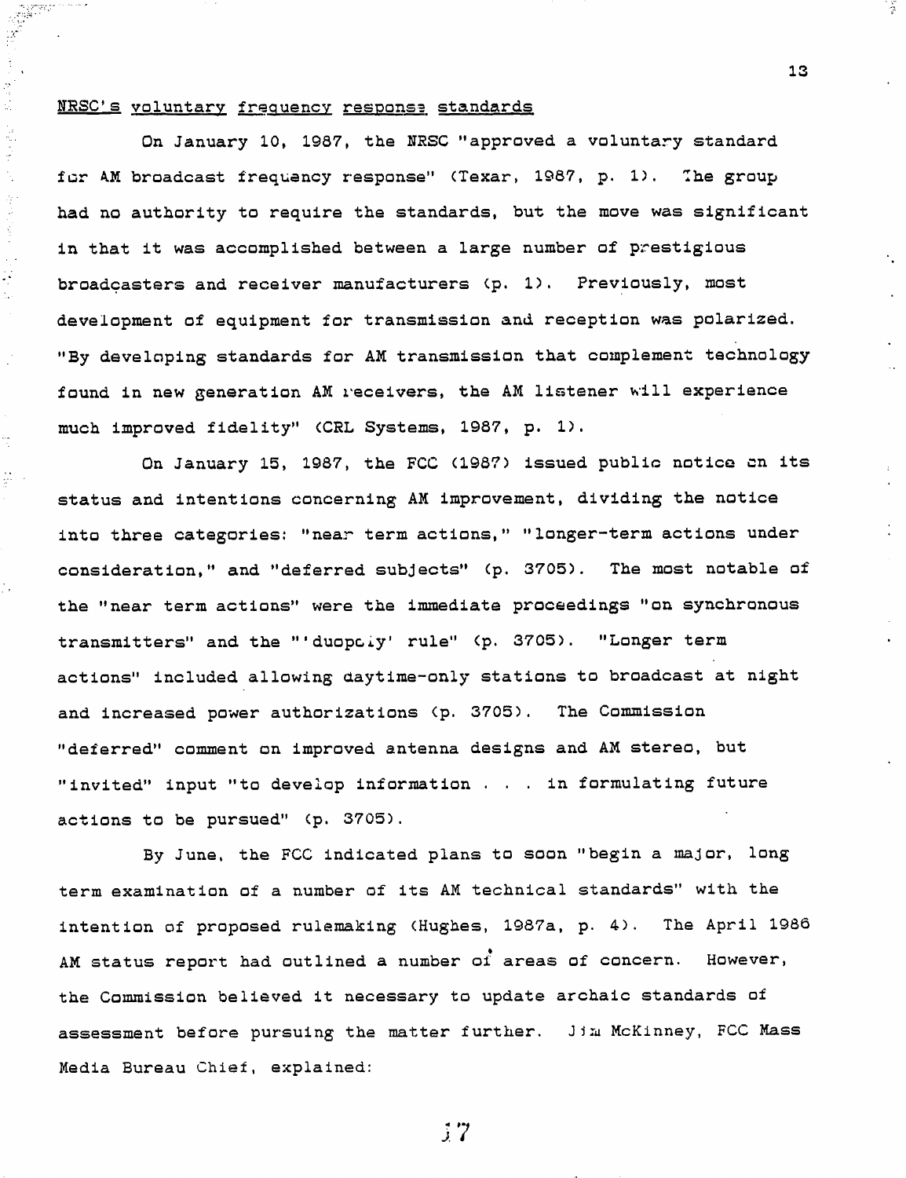NRSC's voluntary frequency response standards

On January 10, 1987, the NRSC "approved a voluntary standard for AM broadcast frequency response" (Texar, 1987, p. 1). The group had no authority to require the standards, but the move was significant in that it was accomplished between a large number of prestigious broadcasters and receiver manufacturers (p. 1). Previously, most development of equipment for transmission and reception was polarized. "By developing standards for AM transmission that complement technology found in new generation AM receivers, the AM listener will experience much improved fidelity" (CRL Systems, 1987, p. 1).

On January 15, 1987, the FCC (1987) issued public notice on its status and intentions concerning AM improvement, dividing the notice into three categories: "near term actions," "longer-term actions under consideration," and "deferred subjects" (p. 3705). The most notable of the "near term actions" were the immediate proceedings "on synchronous transmitters" and the "'duopoly' rule" (p. 3705). "Longer term actions" included allowing daytime-only stations to broadcast at night and increased power authorizations (p. 3705). The Commission "deferred" comment on improved antenna designs and AM stereo, but "invited" input "to develop information . . . in formulating future actions to be pursued" (p. 3705).

By June, the FCC indicated plans to soon "begin a major, long term examination of a number of its AM technical standards" with the intention of proposed rulemaking (Hughes, 1987a, p. 4). The April 1986 AM status report had outlined a number of areas of concern. However, the Commission believed it necessary to update archaic standards of assessment before pursuing the matter further. Jim McKinney, FCC Mass Media Bureau Chief, explained: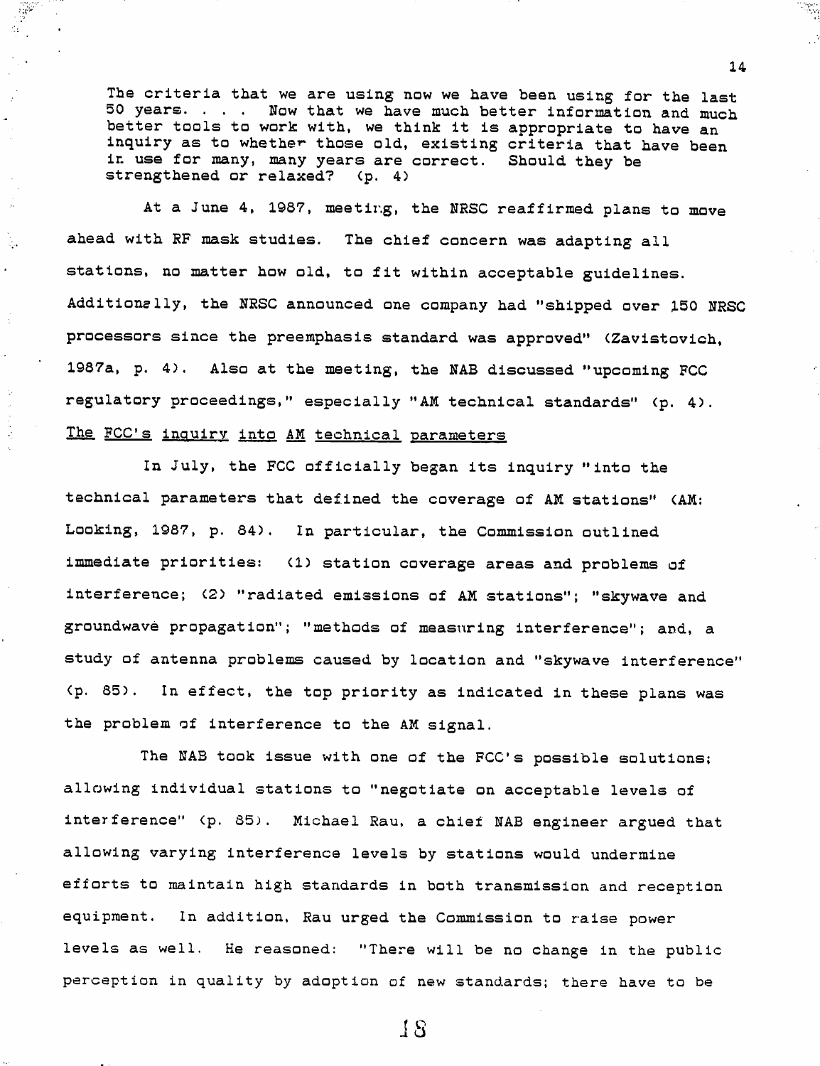> The criteria that we are using now we have been using for the last 50 years. . . . Now that we have much better information and much better tools to work with, we think it is appropriate to have an inquiry as to whether those old, existing criteria that have been in use for many, many years are correct. Should they be strengthened or relaxed? (p. 4)

At a June 4, 1987, meeting, the NRSC reaffirmed plans to move ahead with RF mask studies. The chief concern was adapting all stations, no matter how old, to fit within acceptable guidelines. Additionally, the NRSC announced one company had "shipped over 150 NRSC processors since the preemphasis standard was approved" (Zavistovich, 1987a, p. 4). Also at the meeting, the NAB discussed "upcoming FCC regulatory proceedings," especially "AM technical standards" (p. 4).

<u>The FCC's inquiry into AM technical parameters</u>

In July, the FCC officially began its inquiry "into the technical parameters that defined the coverage of AM stations" (AM: Looking, 1987, p. 84). In particular, the Commission outlined immediate priorities: (1) station coverage areas and problems of interference; (2) "radiated emissions of AM stations"; "skywave and groundwave propagation"; "methods of measuring interference"; and, a study of antenna problems caused by location and "skywave interference" (p. 85). In effect, the top priority as indicated in these plans was the problem of interference to the AM signal.

The NAB took issue with one of the FCC's possible solutions; allowing individual stations to "negotiate on acceptable levels of interference" (p. 85). Michael Rau, a chief NAB engineer argued that allowing varying interference levels by stations would undermine efforts to maintain high standards in both transmission and reception equipment. In addition, Rau urged the Commission to raise power levels as well. He reasoned: "There will be no change in the public perception in quality by adoption of new standards; there have to be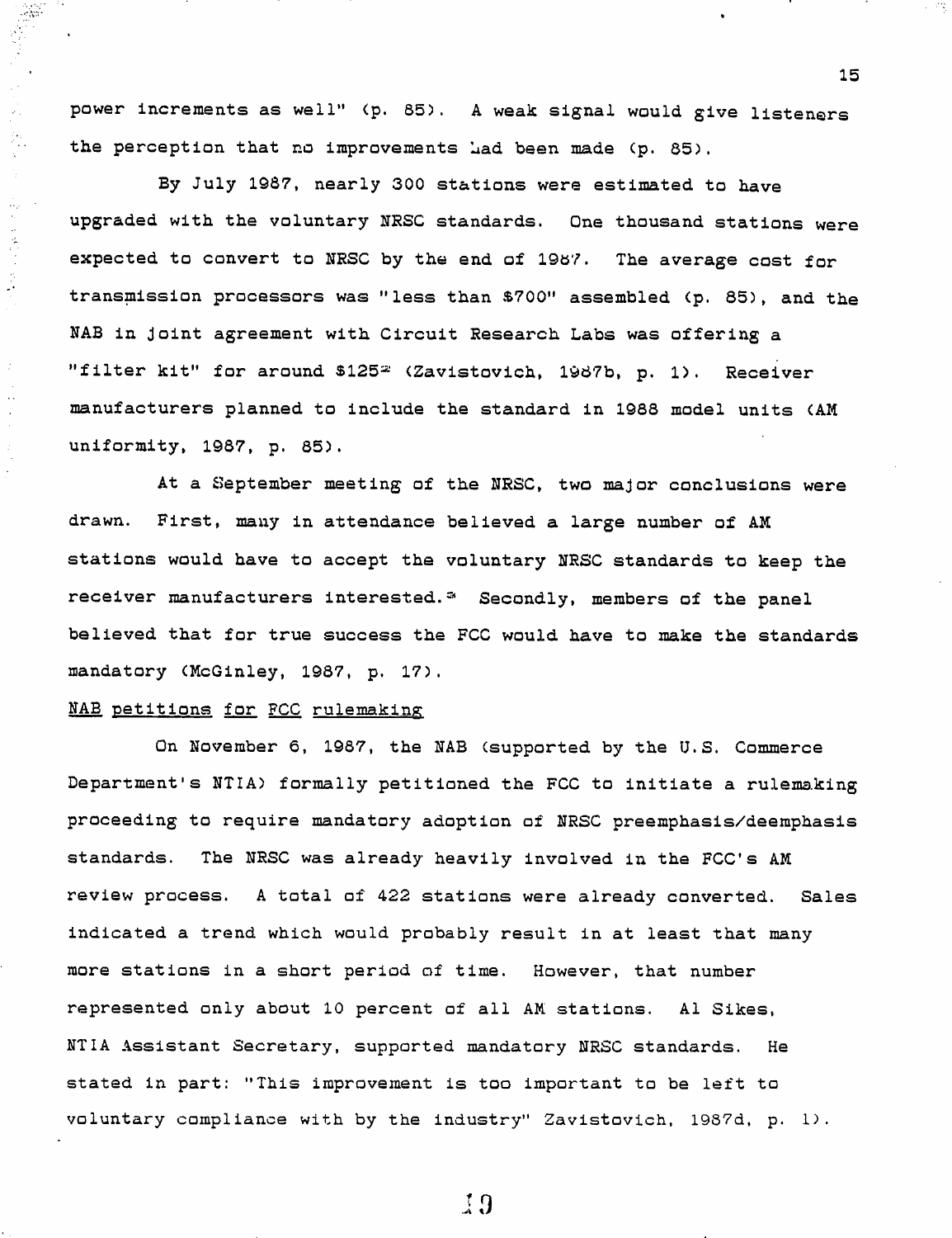power increments as well" (p. 85). A weak signal would give listeners the perception that no improvements had been made (p. 85).

By July 1987, nearly 300 stations were estimated to have upgraded with the voluntary NRSC standards. One thousand stations were expected to convert to NRSC by the end of 1987. The average cost for transmission processors was "less than $700" assembled (p. 85), and the NAB in joint agreement with Circuit Research Labs was offering a "filter kit" for around $125[2] (Zavistovich, 1987b, p. 1). Receiver manufacturers planned to include the standard in 1988 model units (AM uniformity, 1987, p. 85).

At a September meeting of the NRSC, two major conclusions were drawn. First, many in attendance believed a large number of AM stations would have to accept the voluntary NRSC standards to keep the receiver manufacturers interested.[3] Secondly, members of the panel believed that for true success the FCC would have to make the standards mandatory (McGinley, 1987, p. 17).

NAB petitions for FCC rulemaking

On November 6, 1987, the NAB (supported by the U.S. Commerce Department's NTIA) formally petitioned the FCC to initiate a rulemaking proceeding to require mandatory adoption of NRSC preemphasis/deemphasis standards. The NRSC was already heavily involved in the FCC's AM review process. A total of 422 stations were already converted. Sales indicated a trend which would probably result in at least that many more stations in a short period of time. However, that number represented only about 10 percent of all AM stations. Al Sikes, NTIA Assistant Secretary, supported mandatory NRSC standards. He stated in part: "This improvement is too important to be left to voluntary compliance with by the industry" Zavistovich, 1987d, p. 1).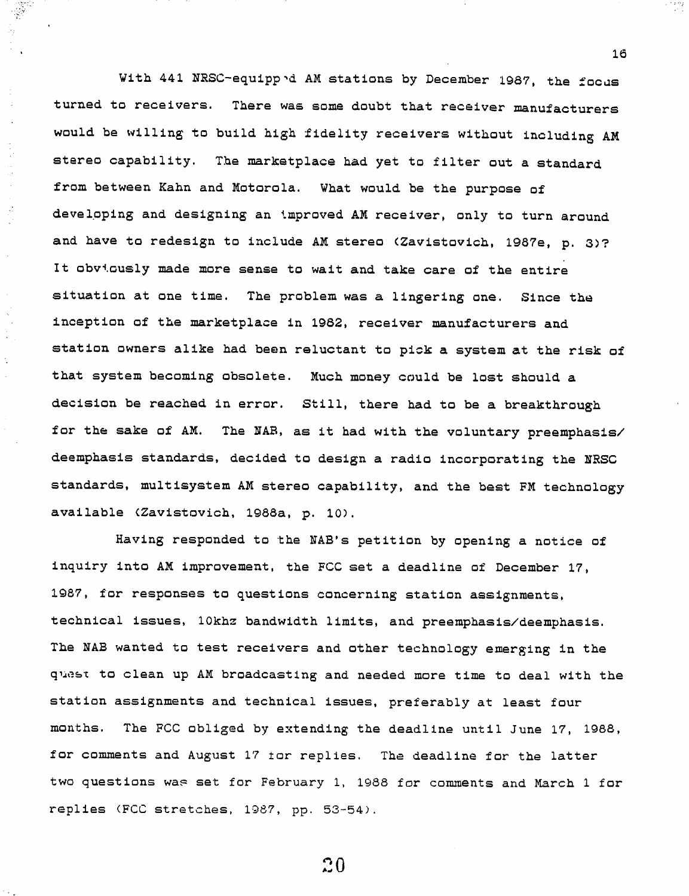With 441 NRSC-equipped AM stations by December 1987, the focus turned to receivers. There was some doubt that receiver manufacturers would be willing to build high fidelity receivers without including AM stereo capability. The marketplace had yet to filter out a standard from between Kahn and Motorola. What would be the purpose of developing and designing an improved AM receiver, only to turn around and have to redesign to include AM stereo (Zavistovich, 1987e, p. 3)? It obviously made more sense to wait and take care of the entire situation at one time. The problem was a lingering one. Since the inception of the marketplace in 1982, receiver manufacturers and station owners alike had been reluctant to pick a system at the risk of that system becoming obsolete. Much money could be lost should a decision be reached in error. Still, there had to be a breakthrough for the sake of AM. The NAB, as it had with the voluntary preemphasis/deemphasis standards, decided to design a radio incorporating the NRSC standards, multisystem AM stereo capability, and the best FM technology available (Zavistovich, 1988a, p. 10).

Having responded to the NAB's petition by opening a notice of inquiry into AM improvement, the FCC set a deadline of December 17, 1987, for responses to questions concerning station assignments, technical issues, 10khz bandwidth limits, and preemphasis/deemphasis. The NAB wanted to test receivers and other technology emerging in the quest to clean up AM broadcasting and needed more time to deal with the station assignments and technical issues, preferably at least four months. The FCC obliged by extending the deadline until June 17, 1988, for comments and August 17 for replies. The deadline for the latter two questions was set for February 1, 1988 for comments and March 1 for replies (FCC stretches, 1987, pp. 53-54).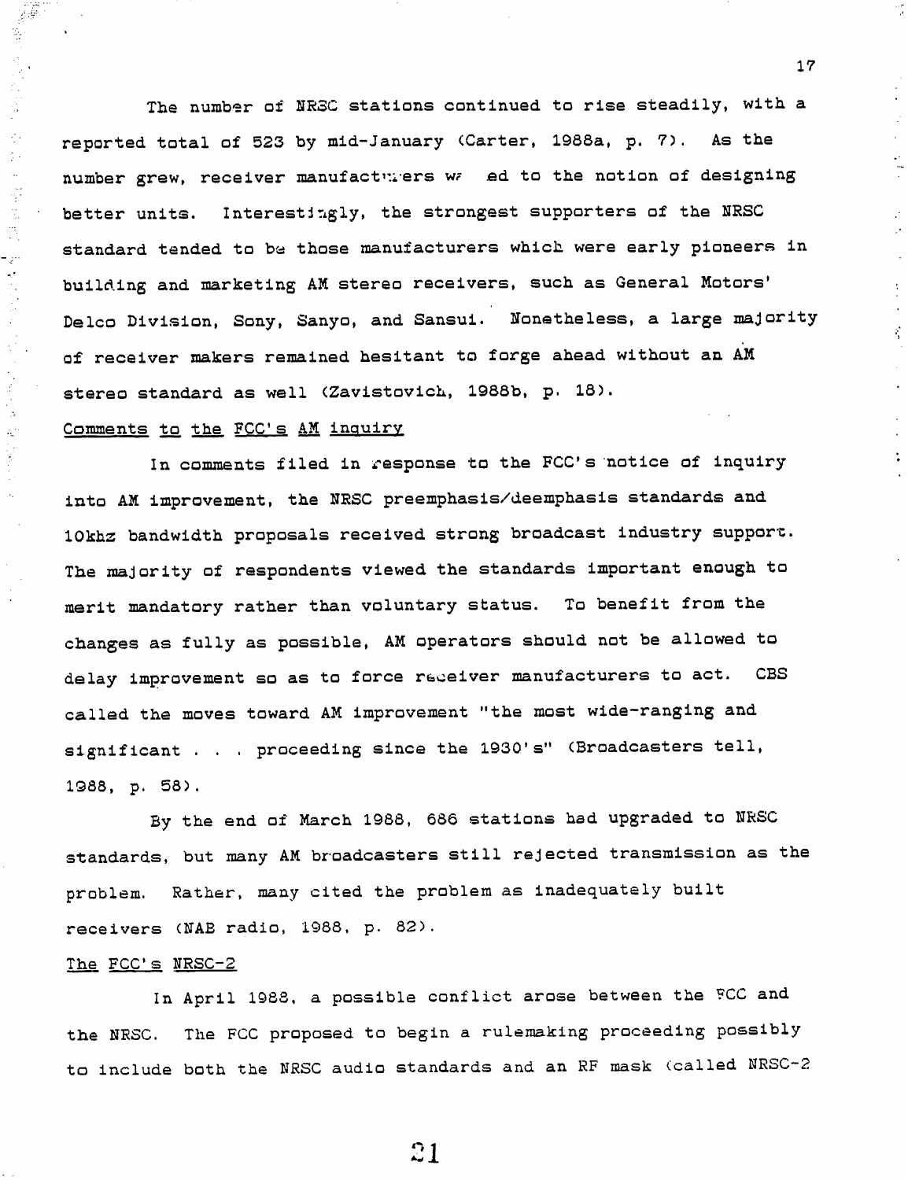The number of NRSC stations continued to rise steadily, with a reported total of 523 by mid-January (Carter, 1988a, p. 7). As the number grew, receiver manufacturers warmed to the notion of designing better units. Interestingly, the strongest supporters of the NRSC standard tended to be those manufacturers which were early pioneers in building and marketing AM stereo receivers, such as General Motors' Delco Division, Sony, Sanyo, and Sansui. Nonetheless, a large majority of receiver makers remained hesitant to forge ahead without an AM stereo standard as well (Zavistovich, 1988b, p. 18).

<u>Comments to the FCC's AM inquiry</u>

In comments filed in response to the FCC's notice of inquiry into AM improvement, the NRSC preemphasis/deemphasis standards and 10khz bandwidth proposals received strong broadcast industry support. The majority of respondents viewed the standards important enough to merit mandatory rather than voluntary status. To benefit from the changes as fully as possible, AM operators should not be allowed to delay improvement so as to force receiver manufacturers to act. CBS called the moves toward AM improvement "the most wide-ranging and significant . . . proceeding since the 1930's" (Broadcasters tell, 1988, p. 58).

By the end of March 1988, 686 stations had upgraded to NRSC standards, but many AM broadcasters still rejected transmission as the problem. Rather, many cited the problem as inadequately built receivers (NAB radio, 1988, p. 82).

<u>The FCC's NRSC-2</u>

In April 1988, a possible conflict arose between the FCC and the NRSC. The FCC proposed to begin a rulemaking proceeding possibly to include both the NRSC audio standards and an RF mask (called NRSC-2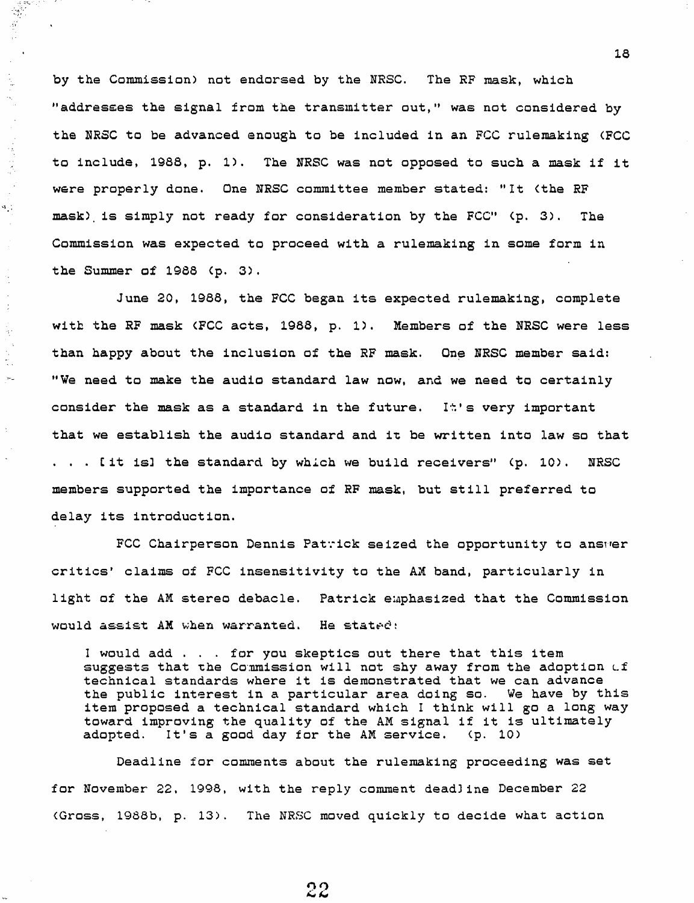by the Commission) not endorsed by the NRSC. The RF mask, which "addresses the signal from the transmitter out," was not considered by the NRSC to be advanced enough to be included in an FCC rulemaking (FCC to include, 1988, p. 1). The NRSC was not opposed to such a mask if it were properly done. One NRSC committee member stated: "It (the RF mask) is simply not ready for consideration by the FCC" (p. 3). The Commission was expected to proceed with a rulemaking in some form in the Summer of 1988 (p. 3).

June 20, 1988, the FCC began its expected rulemaking, complete with the RF mask (FCC acts, 1988, p. 1). Members of the NRSC were less than happy about the inclusion of the RF mask. One NRSC member said: "We need to make the audio standard law now, and we need to certainly consider the mask as a standard in the future. It's very important that we establish the audio standard and it be written into law so that . . . [it is] the standard by which we build receivers" (p. 10). NRSC members supported the importance of RF mask, but still preferred to delay its introduction.

FCC Chairperson Dennis Patrick seized the opportunity to answer critics' claims of FCC insensitivity to the AM band, particularly in light of the AM stereo debacle. Patrick emphasized that the Commission would assist AM when warranted. He stated:

> I would add . . . for you skeptics out there that this item suggests that the Commission will not shy away from the adoption of technical standards where it is demonstrated that we can advance the public interest in a particular area doing so. We have by this item proposed a technical standard which I think will go a long way toward improving the quality of the AM signal if it is ultimately adopted. It's a good day for the AM service. (p. 10)

Deadline for comments about the rulemaking proceeding was set for November 22, 1998, with the reply comment deadline December 22 (Gross, 1988b, p. 13). The NRSC moved quickly to decide what action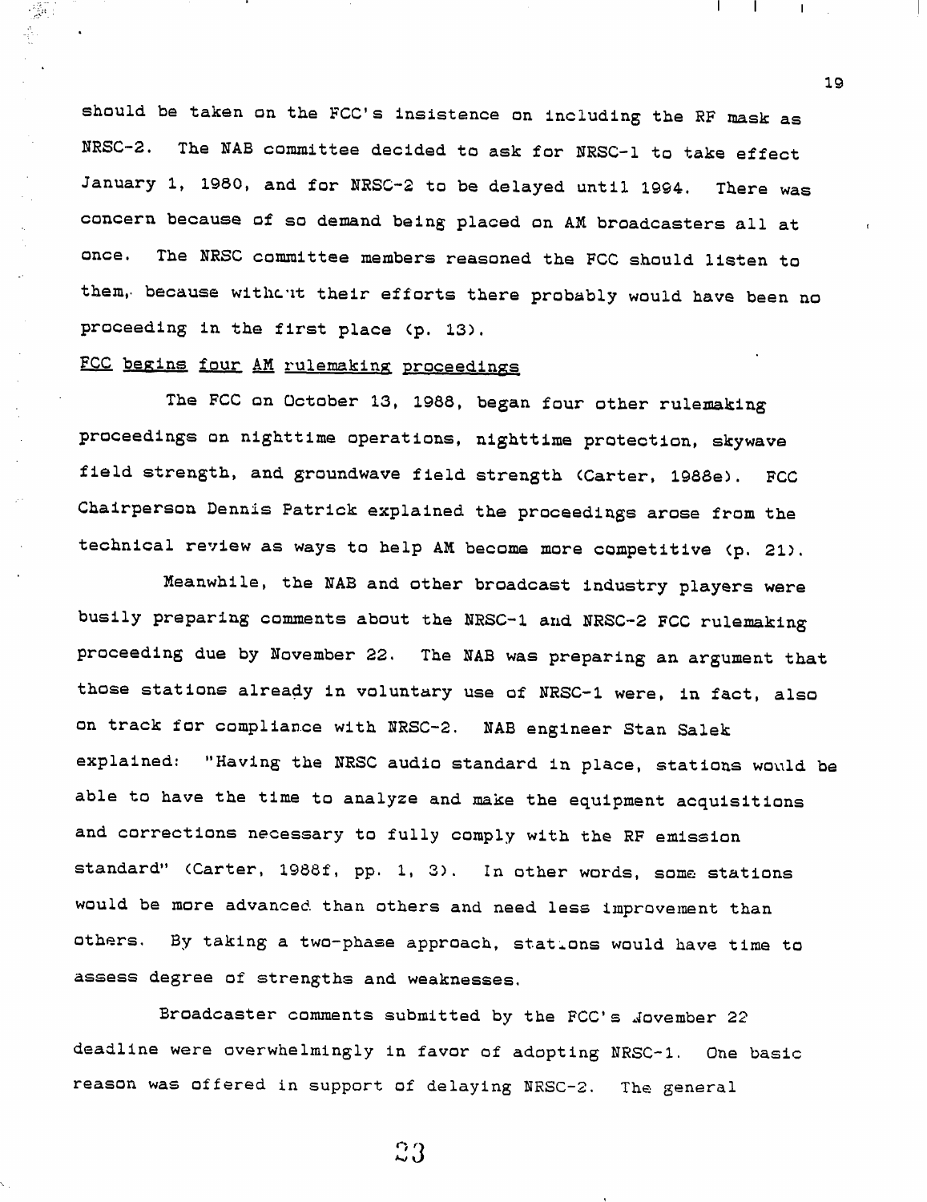should be taken on the FCC's insistence on including the RF mask as NRSC-2. The NAB committee decided to ask for NRSC-1 to take effect January 1, 1980, and for NRSC-2 to be delayed until 1994. There was concern because of so demand being placed on AM broadcasters all at once. The NRSC committee members reasoned the FCC should listen to them, because without their efforts there probably would have been no proceeding in the first place (p. 13).

FCC begins four AM rulemaking proceedings

The FCC on October 13, 1988, began four other rulemaking proceedings on nighttime operations, nighttime protection, skywave field strength, and groundwave field strength (Carter, 1988e). FCC Chairperson Dennis Patrick explained the proceedings arose from the technical review as ways to help AM become more competitive (p. 21).

Meanwhile, the NAB and other broadcast industry players were busily preparing comments about the NRSC-1 and NRSC-2 FCC rulemaking proceeding due by November 22. The NAB was preparing an argument that those stations already in voluntary use of NRSC-1 were, in fact, also on track for compliance with NRSC-2. NAB engineer Stan Salek explained: "Having the NRSC audio standard in place, stations would be able to have the time to analyze and make the equipment acquisitions and corrections necessary to fully comply with the RF emission standard" (Carter, 1988f, pp. 1, 3). In other words, some stations would be more advanced than others and need less improvement than others. By taking a two-phase approach, stations would have time to assess degree of strengths and weaknesses.

Broadcaster comments submitted by the FCC's November 22 deadline were overwhelmingly in favor of adopting NRSC-1. One basic reason was offered in support of delaying NRSC-2. The general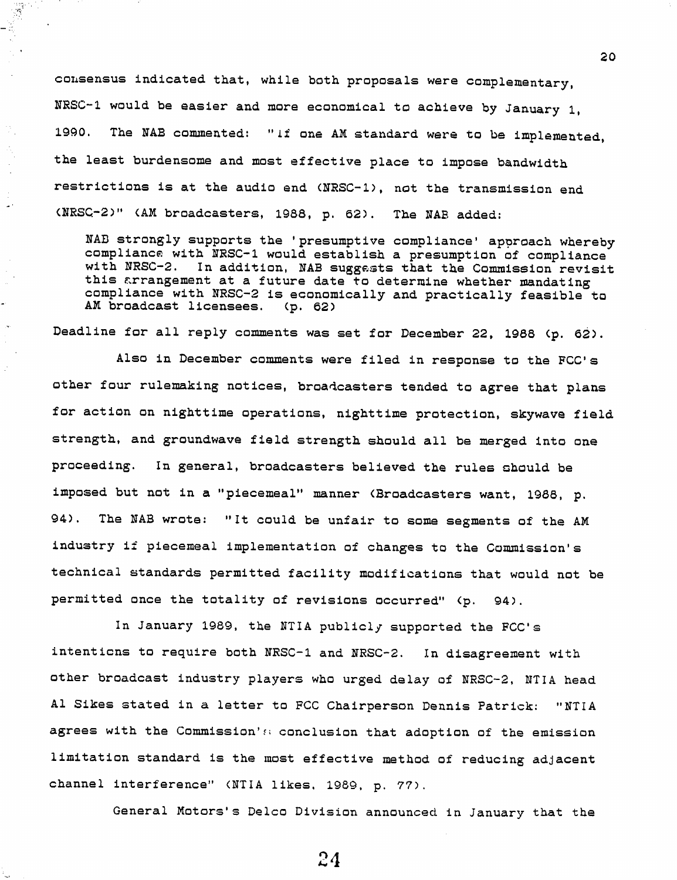consensus indicated that, while both proposals were complementary, NRSC-1 would be easier and more economical to achieve by January 1, 1990. The NAB commented: "if one AM standard were to be implemented, the least burdensome and most effective place to impose bandwidth restrictions is at the audio end (NRSC-1), not the transmission end (NRSC-2)" (AM broadcasters, 1988, p. 62). The NAB added:

> NAB strongly supports the 'presumptive compliance' approach whereby compliance with NRSC-1 would establish a presumption of compliance with NRSC-2. In addition, NAB suggests that the Commission revisit this arrangement at a future date to determine whether mandating compliance with NRSC-2 is economically and practically feasible to AM broadcast licensees. (p. 62)

Deadline for all reply comments was set for December 22, 1988 (p. 62).

Also in December comments were filed in response to the FCC's other four rulemaking notices, broadcasters tended to agree that plans for action on nighttime operations, nighttime protection, skywave field strength, and groundwave field strength should all be merged into one proceeding. In general, broadcasters believed the rules should be imposed but not in a "piecemeal" manner (Broadcasters want, 1988, p. 94). The NAB wrote: "It could be unfair to some segments of the AM industry if piecemeal implementation of changes to the Commission's technical standards permitted facility modifications that would not be permitted once the totality of revisions occurred" (p. 94).

In January 1989, the NTIA publicly supported the FCC's intentions to require both NRSC-1 and NRSC-2. In disagreement with other broadcast industry players who urged delay of NRSC-2, NTIA head Al Sikes stated in a letter to FCC Chairperson Dennis Patrick: "NTIA agrees with the Commission's conclusion that adoption of the emission limitation standard is the most effective method of reducing adjacent channel interference" (NTIA likes, 1989, p. 77).

General Motors's Delco Division announced in January that the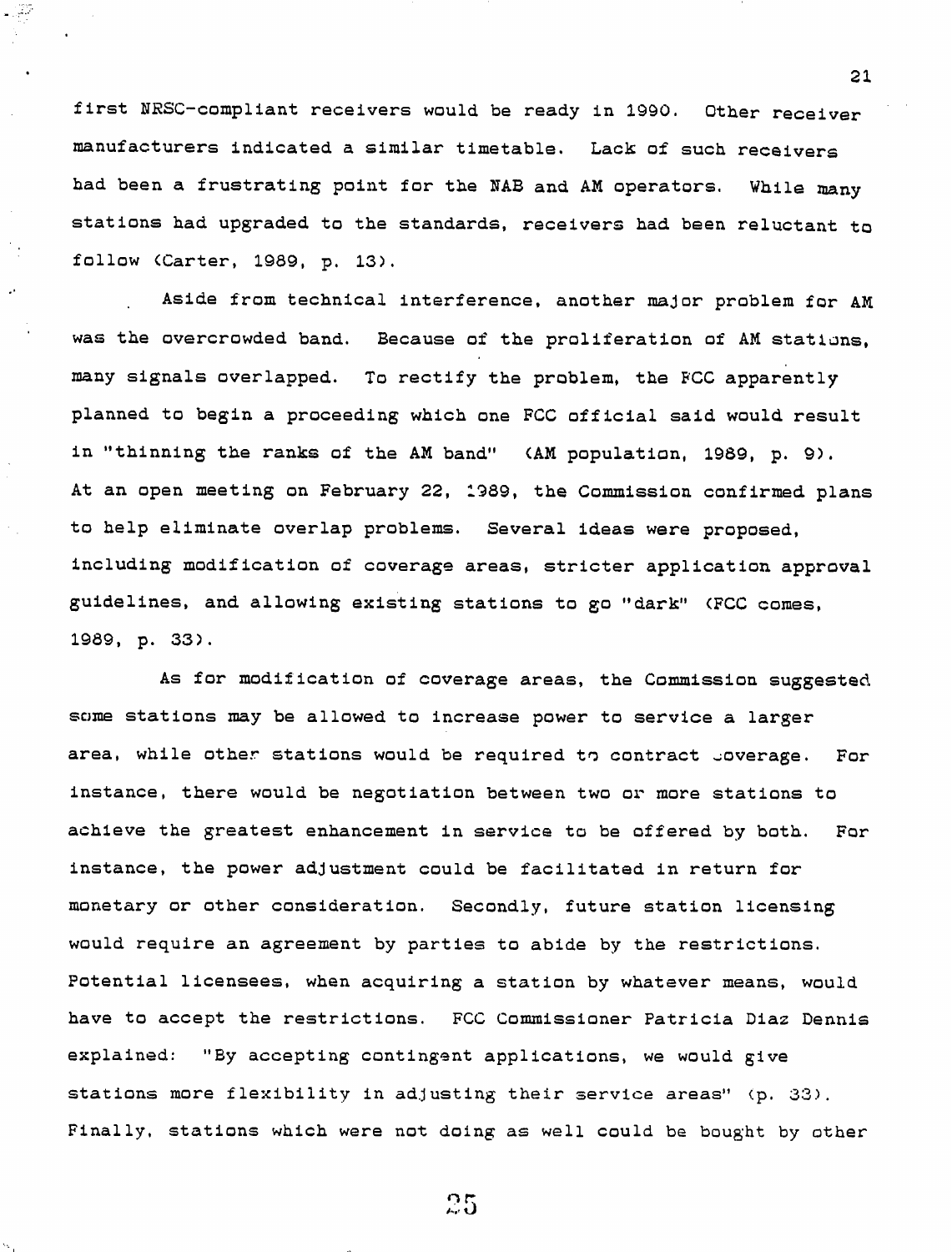first NRSC-compliant receivers would be ready in 1990. Other receiver manufacturers indicated a similar timetable. Lack of such receivers had been a frustrating point for the NAB and AM operators. While many stations had upgraded to the standards, receivers had been reluctant to follow (Carter, 1989, p. 13).

Aside from technical interference, another major problem for AM was the overcrowded band. Because of the proliferation of AM stations, many signals overlapped. To rectify the problem, the FCC apparently planned to begin a proceeding which one FCC official said would result in "thinning the ranks of the AM band" (AM population, 1989, p. 9). At an open meeting on February 22, 1989, the Commission confirmed plans to help eliminate overlap problems. Several ideas were proposed, including modification of coverage areas, stricter application approval guidelines, and allowing existing stations to go "dark" (FCC comes, 1989, p. 33).

As for modification of coverage areas, the Commission suggested some stations may be allowed to increase power to service a larger area, while other stations would be required to contract coverage. For instance, there would be negotiation between two or more stations to achieve the greatest enhancement in service to be offered by both. For instance, the power adjustment could be facilitated in return for monetary or other consideration. Secondly, future station licensing would require an agreement by parties to abide by the restrictions. Potential licensees, when acquiring a station by whatever means, would have to accept the restrictions. FCC Commissioner Patricia Diaz Dennis explained: "By accepting contingent applications, we would give stations more flexibility in adjusting their service areas" (p. 33). Finally, stations which were not doing as well could be bought by other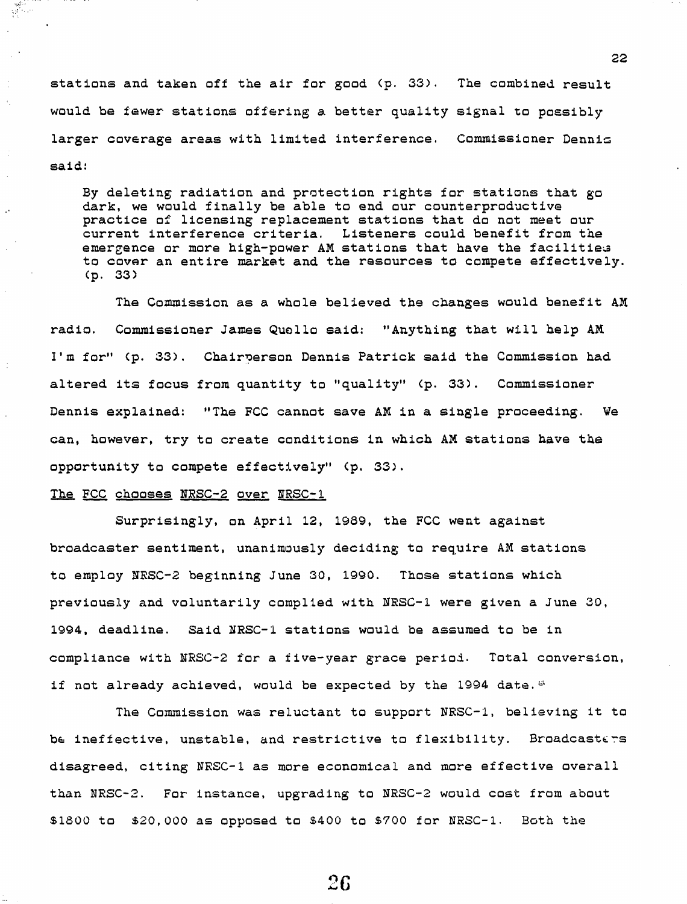stations and taken off the air for good (p. 33). The combined result would be fewer stations offering a better quality signal to possibly larger coverage areas with limited interference. Commissioner Dennis said:

> By deleting radiation and protection rights for stations that go dark, we would finally be able to end our counterproductive practice of licensing replacement stations that do not meet our current interference criteria. Listeners could benefit from the emergence or more high-power AM stations that have the facilities to cover an entire market and the resources to compete effectively. (p. 33)

The Commission as a whole believed the changes would benefit AM radio. Commissioner James Quello said: "Anything that will help AM I'm for" (p. 33). Chairperson Dennis Patrick said the Commission had altered its focus from quantity to "quality" (p. 33). Commissioner Dennis explained: "The FCC cannot save AM in a single proceeding. We can, however, try to create conditions in which AM stations have the opportunity to compete effectively" (p. 33).

<u>The FCC chooses NRSC-2 over NRSC-1</u>

Surprisingly, on April 12, 1989, the FCC went against broadcaster sentiment, unanimously deciding to require AM stations to employ NRSC-2 beginning June 30, 1990. Those stations which previously and voluntarily complied with NRSC-1 were given a June 30, 1994, deadline. Said NRSC-1 stations would be assumed to be in compliance with NRSC-2 for a five-year grace period. Total conversion, if not already achieved, would be expected by the 1994 date.[6]

The Commission was reluctant to support NRSC-1, believing it to be ineffective, unstable, and restrictive to flexibility. Broadcasters disagreed, citing NRSC-1 as more economical and more effective overall than NRSC-2. For instance, upgrading to NRSC-2 would cost from about $1800 to $20,000 as opposed to $400 to $700 for NRSC-1. Both the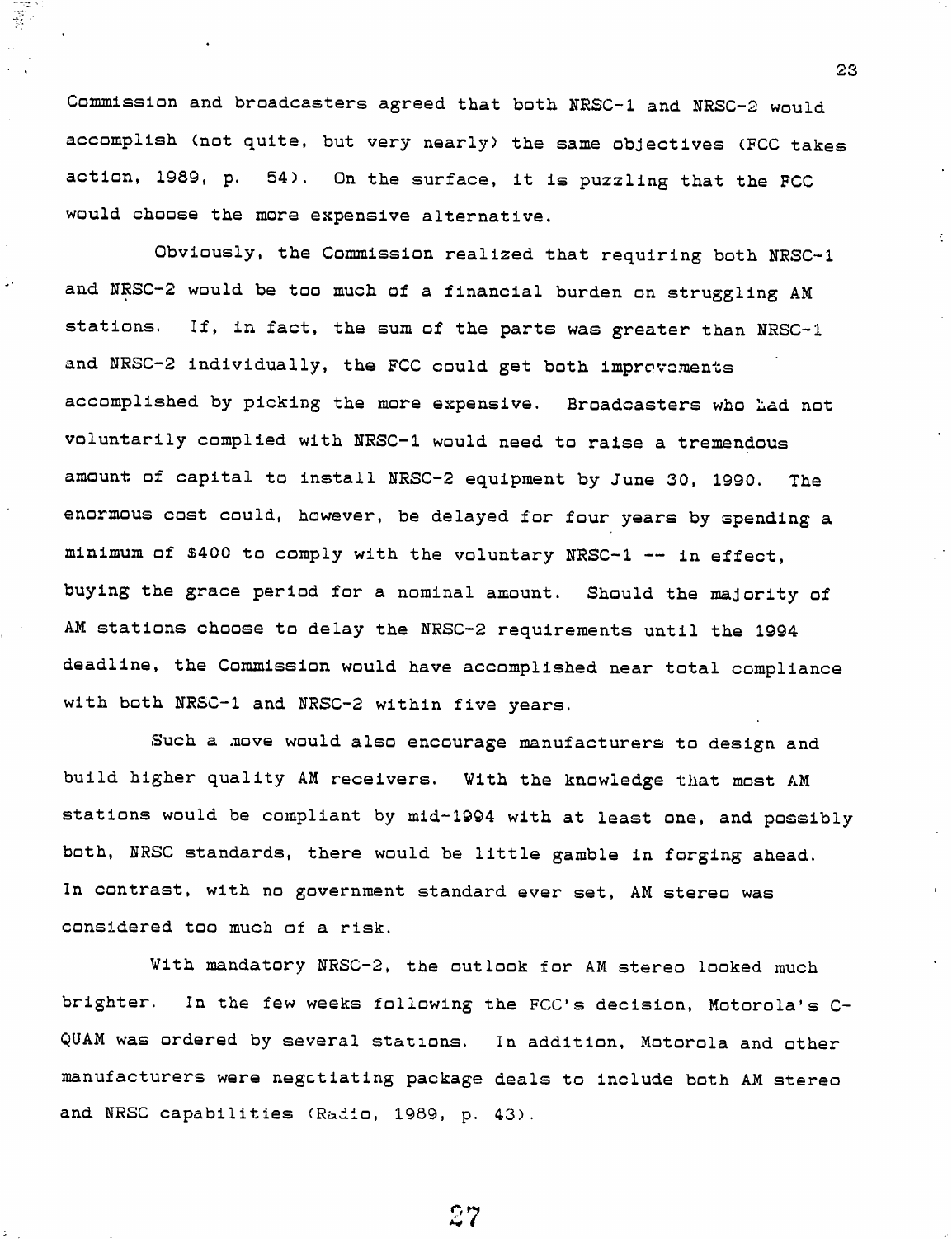Commission and broadcasters agreed that both NRSC-1 and NRSC-2 would accomplish (not quite, but very nearly) the same objectives (FCC takes action, 1989, p. 54). On the surface, it is puzzling that the FCC would choose the more expensive alternative.

Obviously, the Commission realized that requiring both NRSC-1 and NRSC-2 would be too much of a financial burden on struggling AM stations. If, in fact, the sum of the parts was greater than NRSC-1 and NRSC-2 individually, the FCC could get both improvements accomplished by picking the more expensive. Broadcasters who had not voluntarily complied with NRSC-1 would need to raise a tremendous amount of capital to install NRSC-2 equipment by June 30, 1990. The enormous cost could, however, be delayed for four years by spending a minimum of $400 to comply with the voluntary NRSC-1 -- in effect, buying the grace period for a nominal amount. Should the majority of AM stations choose to delay the NRSC-2 requirements until the 1994 deadline, the Commission would have accomplished near total compliance with both NRSC-1 and NRSC-2 within five years.

Such a move would also encourage manufacturers to design and build higher quality AM receivers. With the knowledge that most AM stations would be compliant by mid-1994 with at least one, and possibly both, NRSC standards, there would be little gamble in forging ahead. In contrast, with no government standard ever set, AM stereo was considered too much of a risk.

With mandatory NRSC-2, the outlook for AM stereo looked much brighter. In the few weeks following the FCC's decision, Motorola's C-QUAM was ordered by several stations. In addition, Motorola and other manufacturers were negotiating package deals to include both AM stereo and NRSC capabilities (Radio, 1989, p. 43).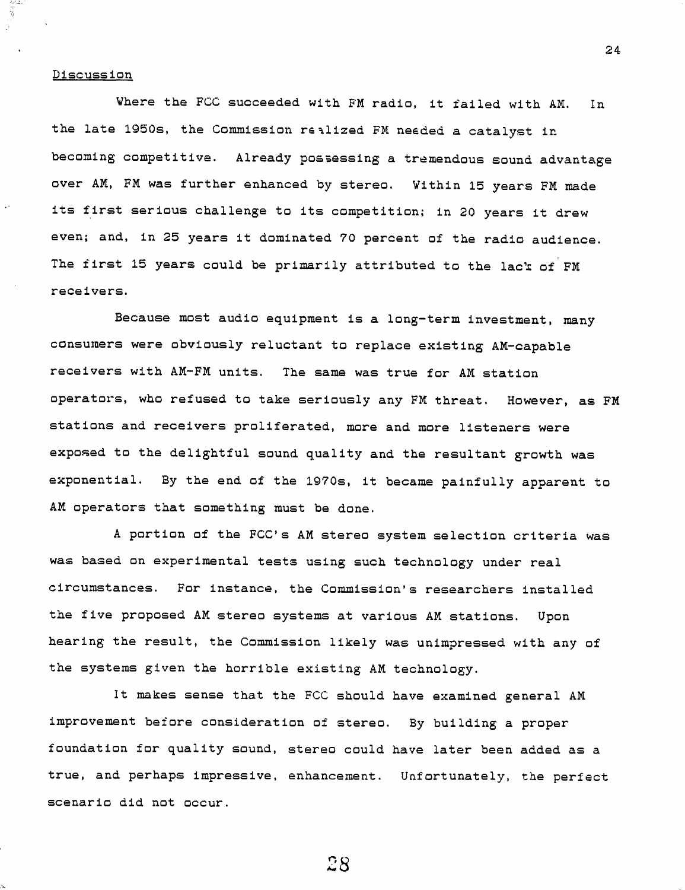Discussion

Where the FCC succeeded with FM radio, it failed with AM. In the late 1950s, the Commission realized FM needed a catalyst in becoming competitive. Already possessing a tremendous sound advantage over AM, FM was further enhanced by stereo. Within 15 years FM made its first serious challenge to its competition; in 20 years it drew even; and, in 25 years it dominated 70 percent of the radio audience. The first 15 years could be primarily attributed to the lack of FM receivers.

Because most audio equipment is a long-term investment, many consumers were obviously reluctant to replace existing AM-capable receivers with AM-FM units. The same was true for AM station operators, who refused to take seriously any FM threat. However, as FM stations and receivers proliferated, more and more listeners were exposed to the delightful sound quality and the resultant growth was exponential. By the end of the 1970s, it became painfully apparent to AM operators that something must be done.

A portion of the FCC's AM stereo system selection criteria was was based on experimental tests using such technology under real circumstances. For instance, the Commission's researchers installed the five proposed AM stereo systems at various AM stations. Upon hearing the result, the Commission likely was unimpressed with any of the systems given the horrible existing AM technology.

It makes sense that the FCC should have examined general AM improvement before consideration of stereo. By building a proper foundation for quality sound, stereo could have later been added as a true, and perhaps impressive, enhancement. Unfortunately, the perfect scenario did not occur.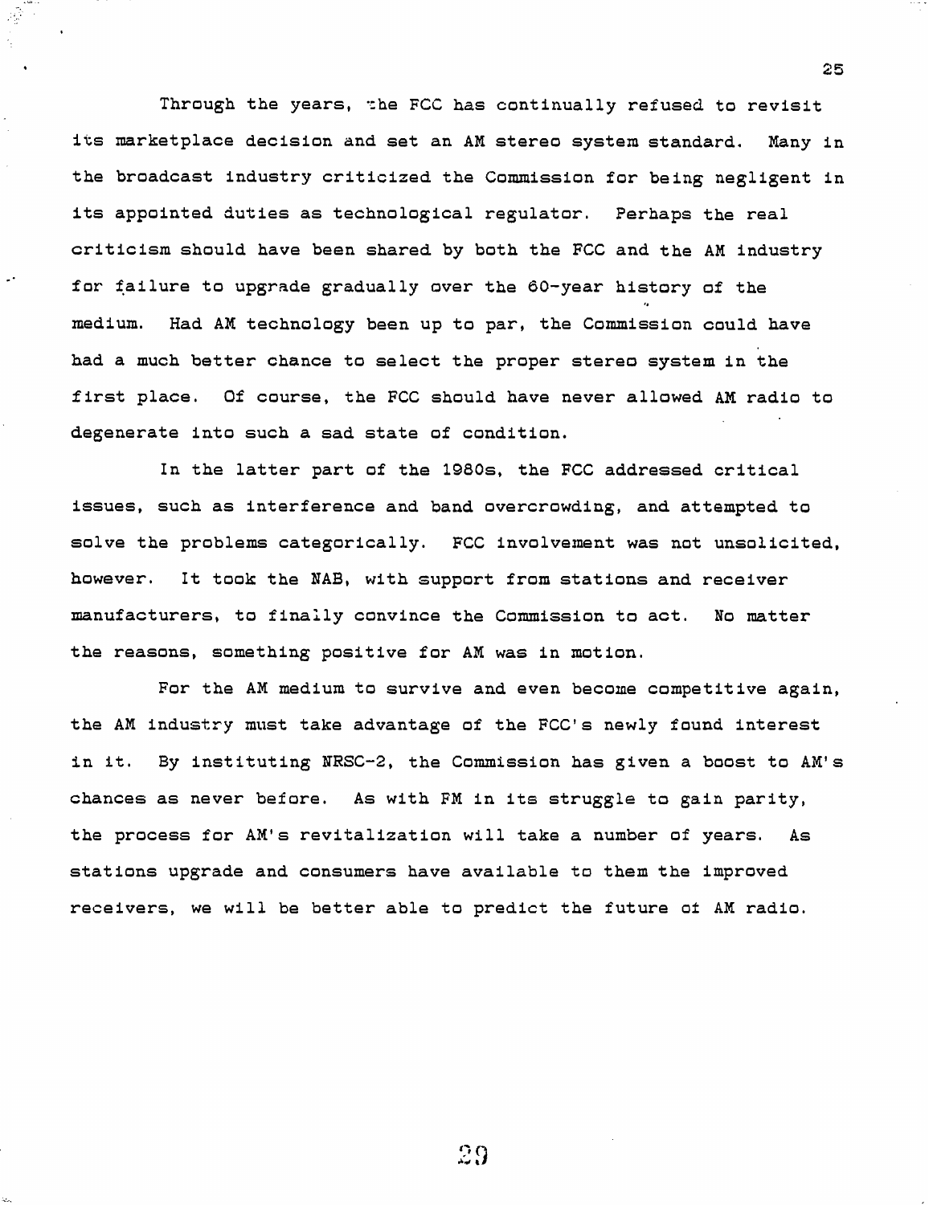Through the years, the FCC has continually refused to revisit its marketplace decision and set an AM stereo system standard. Many in the broadcast industry criticized the Commission for being negligent in its appointed duties as technological regulator. Perhaps the real criticism should have been shared by both the FCC and the AM industry for failure to upgrade gradually over the 60-year history of the medium. Had AM technology been up to par, the Commission could have had a much better chance to select the proper stereo system in the first place. Of course, the FCC should have never allowed AM radio to degenerate into such a sad state of condition.

In the latter part of the 1980s, the FCC addressed critical issues, such as interference and band overcrowding, and attempted to solve the problems categorically. FCC involvement was not unsolicited, however. It took the NAB, with support from stations and receiver manufacturers, to finally convince the Commission to act. No matter the reasons, something positive for AM was in motion.

For the AM medium to survive and even become competitive again, the AM industry must take advantage of the FCC's newly found interest in it. By instituting NRSC-2, the Commission has given a boost to AM's chances as never before. As with FM in its struggle to gain parity, the process for AM's revitalization will take a number of years. As stations upgrade and consumers have available to them the improved receivers, we will be better able to predict the future of AM radio.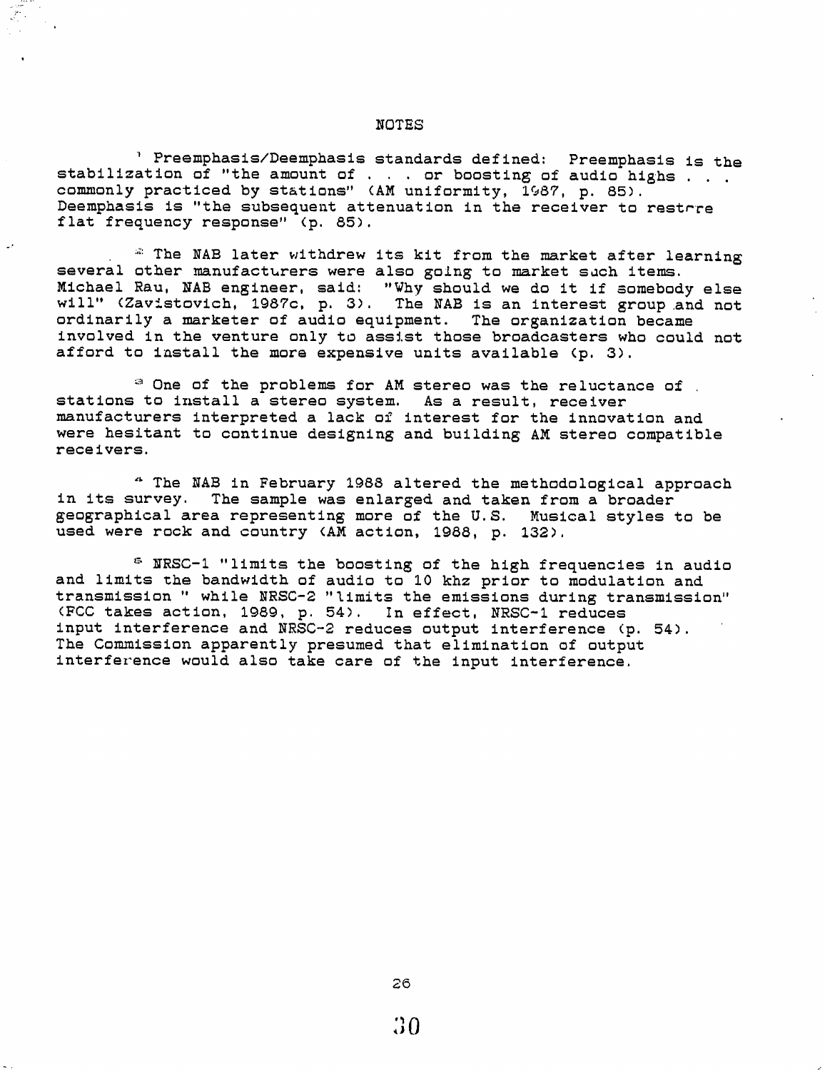## NOTES

[1] Preemphasis/Deemphasis standards defined: Preemphasis is the stabilization of "the amount of . . . or boosting of audio highs . . . commonly practiced by stations" (AM uniformity, 1987, p. 85). Deemphasis is "the subsequent attenuation in the receiver to restore flat frequency response" (p. 85).

[2] The NAB later withdrew its kit from the market after learning several other manufacturers were also going to market such items. Michael Rau, NAB engineer, said: "Why should we do it if somebody else will" (Zavistovich, 1987c, p. 3). The NAB is an interest group and not ordinarily a marketer of audio equipment. The organization became involved in the venture only to assist those broadcasters who could not afford to install the more expensive units available (p. 3).

[3] One of the problems for AM stereo was the reluctance of stations to install a stereo system. As a result, receiver manufacturers interpreted a lack of interest for the innovation and were hesitant to continue designing and building AM stereo compatible receivers.

[4] The NAB in February 1988 altered the methodological approach in its survey. The sample was enlarged and taken from a broader geographical area representing more of the U.S. Musical styles to be used were rock and country (AM action, 1988, p. 132).

[5] NRSC-1 "limits the boosting of the high frequencies in audio and limits the bandwidth of audio to 10 khz prior to modulation and transmission " while NRSC-2 "limits the emissions during transmission" (FCC takes action, 1989, p. 54). In effect, NRSC-1 reduces input interference and NRSC-2 reduces output interference (p. 54). The Commission apparently presumed that elimination of output interference would also take care of the input interference.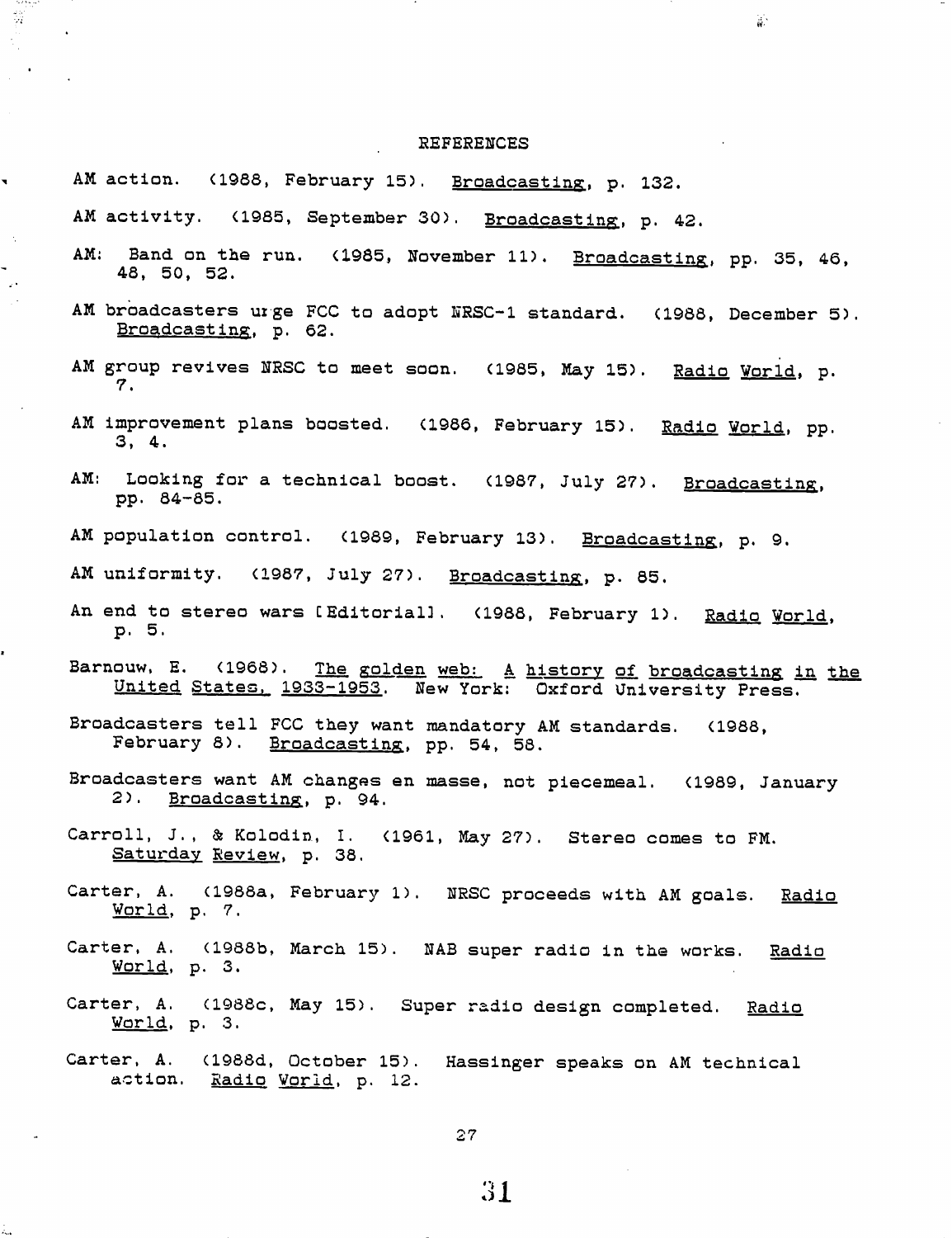# REFERENCES

AM action. (1988, February 15). _Broadcasting_, p. 132.

AM activity. (1985, September 30). _Broadcasting_, p. 42.

AM: Band on the run. (1985, November 11). _Broadcasting_, pp. 35, 46, 48, 50, 52.

AM broadcasters urge FCC to adopt NRSC-1 standard. (1988, December 5). _Broadcasting_, p. 62.

AM group revives NRSC to meet soon. (1985, May 15). _Radio World_, p. 7.

AM improvement plans boosted. (1986, February 15). _Radio World_, pp. 3, 4.

AM: Looking for a technical boost. (1987, July 27). _Broadcasting_, pp. 84-85.

AM population control. (1989, February 13). _Broadcasting_, p. 9.

AM uniformity. (1987, July 27). _Broadcasting_, p. 85.

An end to stereo wars [Editorial]. (1988, February 1). _Radio World_, p. 5.

Barnouw, E. (1968). _The golden web: A history of broadcasting in the United States, 1933-1953_. New York: Oxford University Press.

Broadcasters tell FCC they want mandatory AM standards. (1988, February 8). _Broadcasting_, pp. 54, 58.

Broadcasters want AM changes en masse, not piecemeal. (1989, January 2). _Broadcasting_, p. 94.

Carroll, J., & Kolodin, I. (1961, May 27). Stereo comes to FM. _Saturday Review_, p. 38.

Carter, A. (1988a, February 1). NRSC proceeds with AM goals. _Radio World_, p. 7.

Carter, A. (1988b, March 15). NAB super radio in the works. _Radio World_, p. 3.

Carter, A. (1988c, May 15). Super radio design completed. _Radio World_, p. 3.

Carter, A. (1988d, October 15). Hassinger speaks on AM technical action. _Radio World_, p. 12.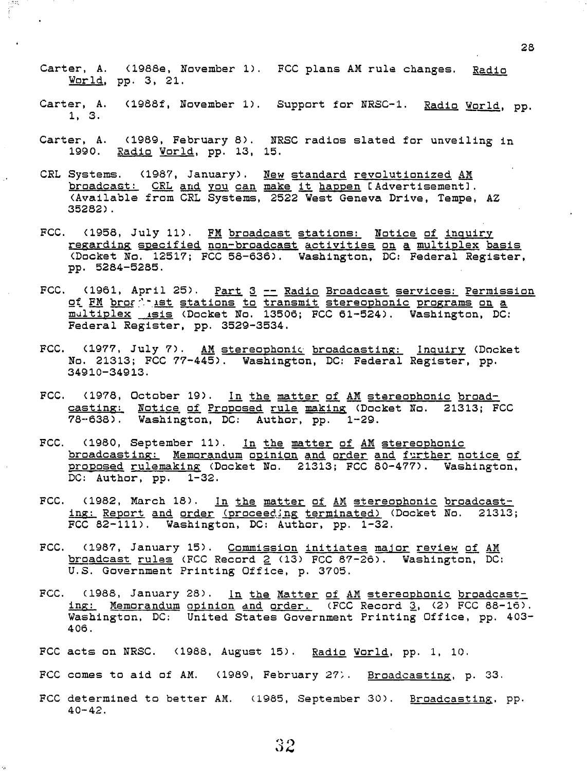Carter, A. (1988e, November 1). FCC plans AM rule changes. Radio World, pp. 3, 21.

Carter, A. (1988f, November 1). Support for NRSC-1. Radio World, pp. 1, 3.

Carter, A. (1989, February 8). NRSC radios slated for unveiling in 1990. Radio World, pp. 13, 15.

CRL Systems. (1987, January). New standard revolutionized AM broadcast: CRL and you can make it happen [Advertisement]. (Available from CRL Systems, 2522 West Geneva Drive, Tempe, AZ 35282).

FCC. (1958, July 11). FM broadcast stations: Notice of inquiry regarding specified non-broadcast activities on a multiplex basis (Docket No. 12517; FCC 58-636). Washington, DC: Federal Register, pp. 5284-5285.

FCC. (1961, April 25). Part 3 -- Radio Broadcast services: Permission of FM broadcast stations to transmit stereophonic programs on a multiplex basis (Docket No. 13506; FCC 61-524). Washington, DC: Federal Register, pp. 3529-3534.

FCC. (1977, July 7). AM stereophonic broadcasting: Inquiry (Docket No. 21313; FCC 77-445). Washington, DC: Federal Register, pp. 34910-34913.

FCC. (1978, October 19). In the matter of AM stereophonic broadcasting: Notice of Proposed rule making (Docket No. 21313; FCC 78-638). Washington, DC: Author, pp. 1-29.

FCC. (1980, September 11). In the matter of AM stereophonic broadcasting: Memorandum opinion and order and further notice of proposed rulemaking (Docket No. 21313; FCC 80-477). Washington, DC: Author, pp. 1-32.

FCC. (1982, March 18). In the matter of AM stereophonic broadcasting: Report and order (proceeding terminated) (Docket No. 21313; FCC 82-111). Washington, DC: Author, pp. 1-32.

FCC. (1987, January 15). Commission initiates major review of AM broadcast rules (FCC Record 2 (13) FCC 87-26). Washington, DC: U.S. Government Printing Office, p. 3705.

FCC. (1988, January 28). In the Matter of AM stereophonic broadcasting: Memorandum opinion and order. (FCC Record 3, (2) FCC 88-16). Washington, DC: United States Government Printing Office, pp. 403-406.

FCC acts on NRSC. (1988, August 15). Radio World, pp. 1, 10.

FCC comes to aid of AM. (1989, February 27). Broadcasting, p. 33.

FCC determined to better AM. (1985, September 30). Broadcasting, pp. 40-42.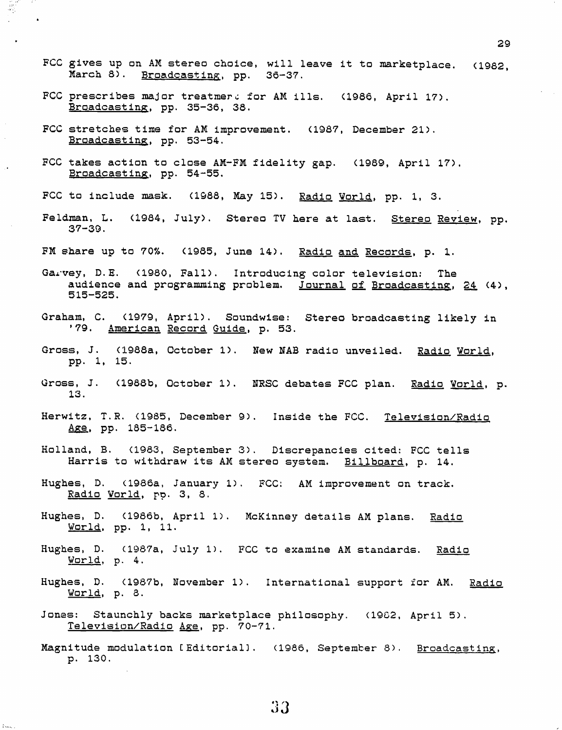FCC gives up on AM stereo choice, will leave it to marketplace. (1982, March 8). Broadcasting, pp. 36-37.

FCC prescribes major treatment for AM ills. (1986, April 17). Broadcasting, pp. 35-36, 38.

FCC stretches time for AM improvement. (1987, December 21). Broadcasting, pp. 53-54.

FCC takes action to close AM-FM fidelity gap. (1989, April 17). Broadcasting, pp. 54-55.

FCC to include mask. (1988, May 15). Radio World, pp. 1, 3.

Feldman, L. (1984, July). Stereo TV here at last. Stereo Review, pp. 37-39.

FM share up to 70%. (1985, June 14). Radio and Records, p. 1.

Garvey, D.E. (1980, Fall). Introducing color television: The audience and programming problem. Journal of Broadcasting, 24 (4), 515-525.

Graham, C. (1979, April). Soundwise: Stereo broadcasting likely in '79. American Record Guide, p. 53.

Gross, J. (1988a, October 1). New NAB radio unveiled. Radio World, pp. 1, 15.

Gross, J. (1988b, October 1). NRSC debates FCC plan. Radio World, p. 13.

Herwitz, T.R. (1985, December 9). Inside the FCC. Television/Radio Age, pp. 185-186.

Holland, B. (1983, September 3). Discrepancies cited: FCC tells Harris to withdraw its AM stereo system. Billboard, p. 14.

Hughes, D. (1986a, January 1). FCC: AM improvement on track. Radio World, pp. 3, 8.

Hughes, D. (1986b, April 1). McKinney details AM plans. Radio World, pp. 1, 11.

Hughes, D. (1987a, July 1). FCC to examine AM standards. Radio World, p. 4.

Hughes, D. (1987b, November 1). International support for AM. Radio World, p. 8.

Jones: Staunchly backs marketplace philosophy. (1982, April 5). Television/Radio Age, pp. 70-71.

Magnitude modulation [Editorial]. (1986, September 8). Broadcasting, p. 130.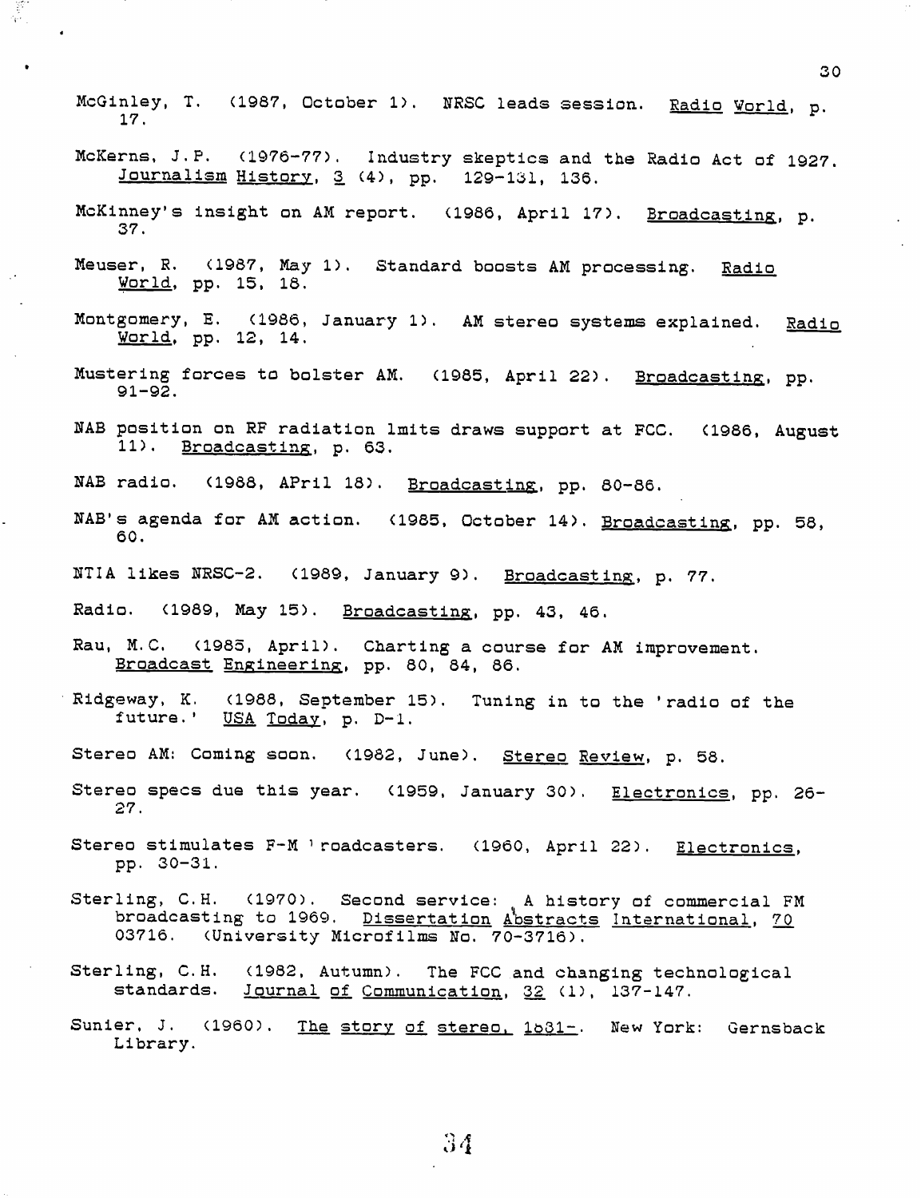McGinley, T. (1987, October 1). NRSC leads session. Radio World, p. 17.

McKerns, J.P. (1976-77). Industry skeptics and the Radio Act of 1927. Journalism History, 3 (4), pp. 129-131, 136.

McKinney's insight on AM report. (1986, April 17). Broadcasting, p. 37.

Meuser, R. (1987, May 1). Standard boosts AM processing. Radio World, pp. 15, 18.

Montgomery, E. (1986, January 1). AM stereo systems explained. Radio World, pp. 12, 14.

Mustering forces to bolster AM. (1985, April 22). Broadcasting, pp. 91-92.

NAB position on RF radiation lmits draws support at FCC. (1986, August 11). Broadcasting, p. 63.

NAB radio. (1988, APril 18). Broadcasting, pp. 80-86.

NAB's agenda for AM action. (1985, October 14). Broadcasting, pp. 58, 60.

NTIA likes NRSC-2. (1989, January 9). Broadcasting, p. 77.

Radio. (1989, May 15). Broadcasting, pp. 43, 46.

Rau, M.C. (1985, April). Charting a course for AM improvement. Broadcast Engineering, pp. 80, 84, 86.

Ridgeway, K. (1988, September 15). Tuning in to the 'radio of the future.' USA Today, p. D-1.

Stereo AM: Coming soon. (1982, June). Stereo Review, p. 58.

Stereo specs due this year. (1959, January 30). Electronics, pp. 26-27.

Stereo stimulates F-M broadcasters. (1960, April 22). Electronics, pp. 30-31.

Sterling, C.H. (1970). Second service: A history of commercial FM broadcasting to 1969. Dissertation Abstracts International, 70 03716. (University Microfilms No. 70-3716).

Sterling, C.H. (1982, Autumn). The FCC and changing technological standards. Journal of Communication, 32 (1), 137-147.

Sunier, J. (1960). The story of stereo, 1881-. New York: Gernsback Library.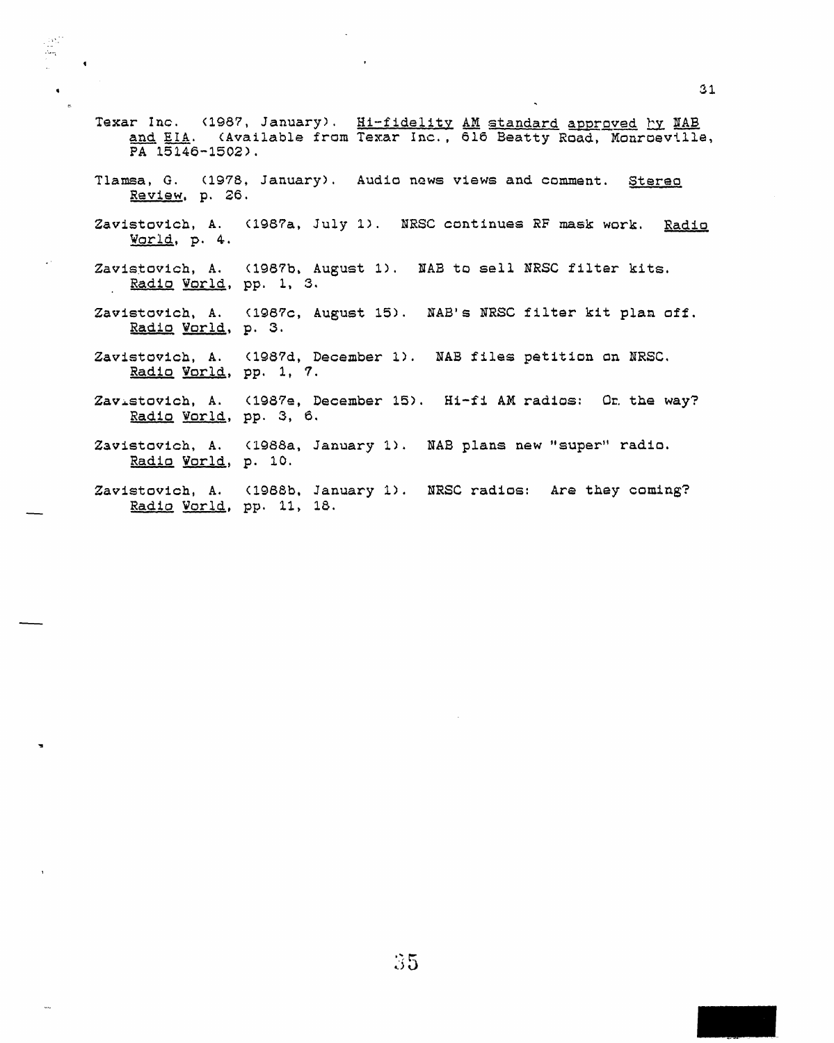Texar Inc. (1987, January). Hi-fidelity AM standard approved by NAB and EIA. (Available from Texar Inc., 616 Beatty Road, Monroeville, PA 15146-1502).

Tlamsa, G. (1978, January). Audio news views and comment. Stereo Review, p. 26.

Zavistovich, A. (1987a, July 1). NRSC continues RF mask work. Radio World, p. 4.

Zavistovich, A. (1987b, August 1). NAB to sell NRSC filter kits. Radio World, pp. 1, 3.

Zavistovich, A. (1987c, August 15). NAB's NRSC filter kit plan off. Radio World, p. 3.

Zavistovich, A. (1987d, December 1). NAB files petition on NRSC. Radio World, pp. 1, 7.

Zavistovich, A. (1987e, December 15). Hi-fi AM radios: On the way? Radio World, pp. 3, 6.

Zavistovich, A. (1988a, January 1). NAB plans new "super" radio. Radio World, p. 10.

Zavistovich, A. (1988b, January 1). NRSC radios: Are they coming? Radio World, pp. 11, 18.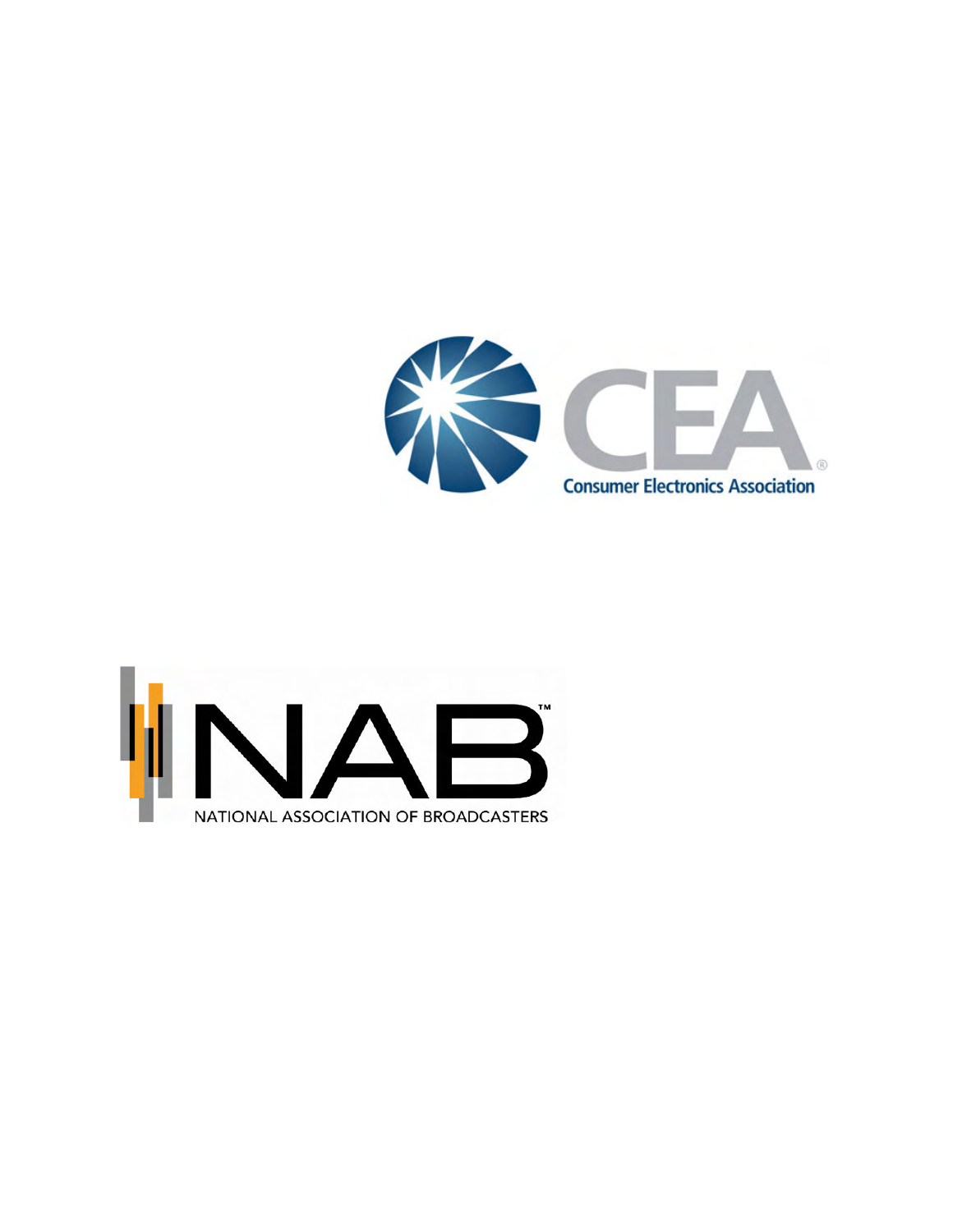CEA

Consumer Electronics Association

NAB

NATIONAL ASSOCIATION OF BROADCASTERS